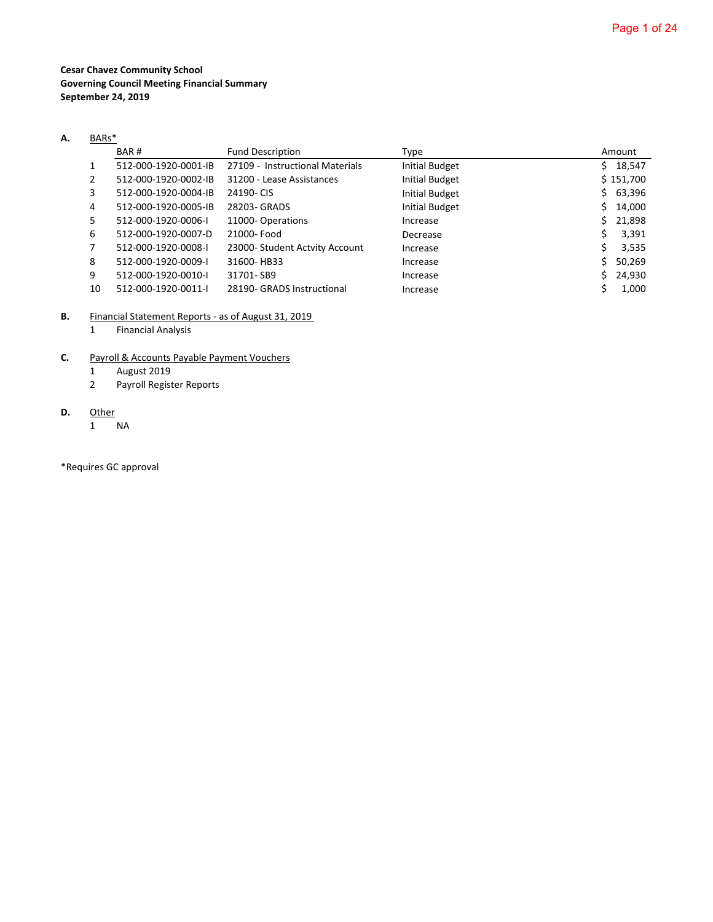**Cesar Chavez Community School**
**Governing Council Meeting Financial Summary**
**September 24, 2019**

**A.** BARs*

| | BAR # | Fund Description | Type | Amount |
|---|---|---|---|---|
| 1 | 512-000-1920-0001-IB | 27109 - Instructional Materials | Initial Budget | $ 18,547 |
| 2 | 512-000-1920-0002-IB | 31200 - Lease Assistances | Initial Budget | $ 151,700 |
| 3 | 512-000-1920-0004-IB | 24190- CIS | Initial Budget | $ 63,396 |
| 4 | 512-000-1920-0005-IB | 28203- GRADS | Initial Budget | $ 14,000 |
| 5 | 512-000-1920-0006-I | 11000- Operations | Increase | $ 21,898 |
| 6 | 512-000-1920-0007-D | 21000- Food | Decrease | $ 3,391 |
| 7 | 512-000-1920-0008-I | 23000- Student Actvity Account | Increase | $ 3,535 |
| 8 | 512-000-1920-0009-I | 31600- HB33 | Increase | $ 50,269 |
| 9 | 512-000-1920-0010-I | 31701- SB9 | Increase | $ 24,930 |
| 10 | 512-000-1920-0011-I | 28190- GRADS Instructional | Increase | $ 1,000 |

**B.** Financial Statement Reports - as of August 31, 2019

1. Financial Analysis

**C.** Payroll & Accounts Payable Payment Vouchers

1. August 2019
2. Payroll Register Reports

**D.** Other

1. NA

*Requires GC approval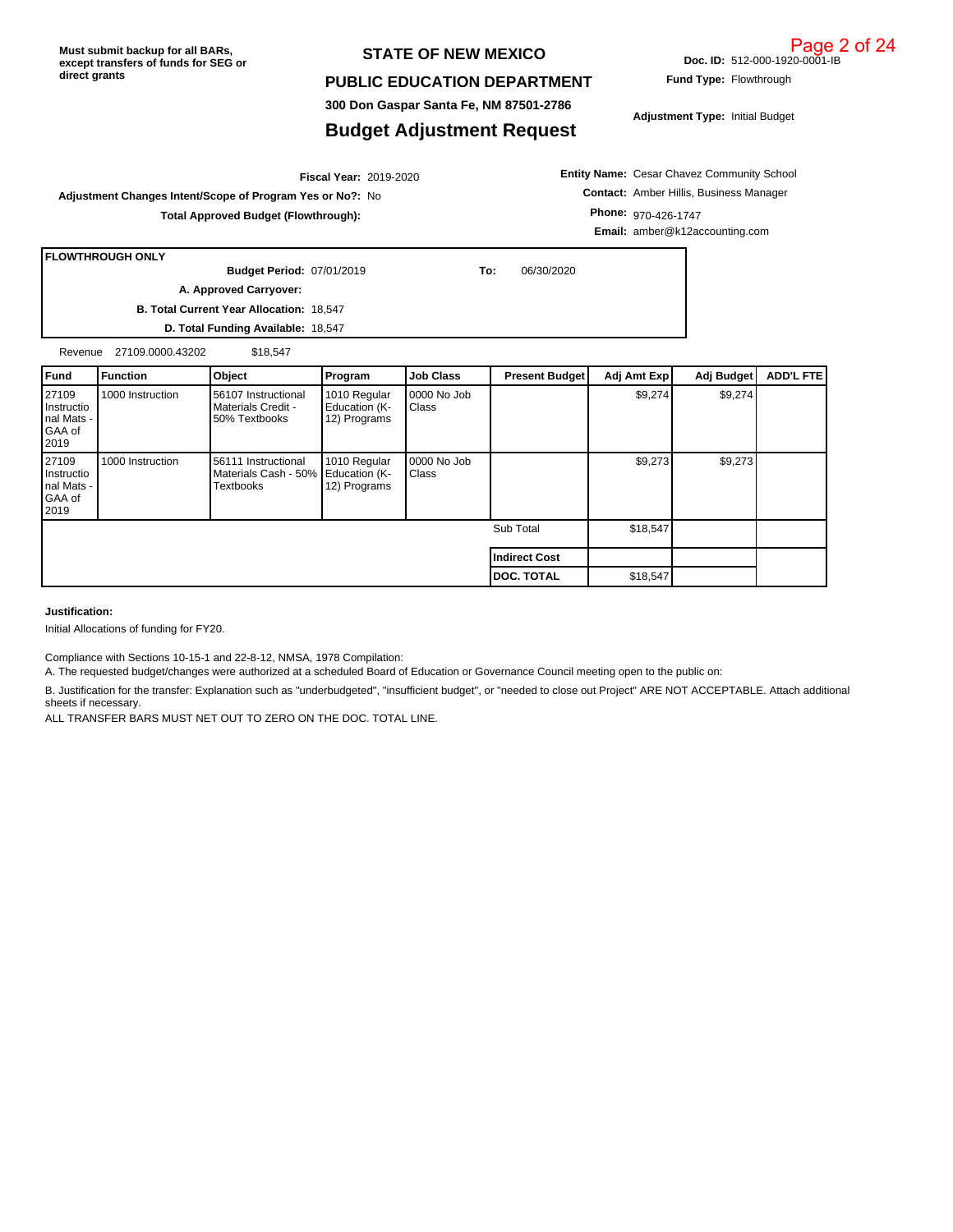Must submit backup for all BARs, except transfers of funds for SEG or direct grants

# STATE OF NEW MEXICO

## PUBLIC EDUCATION DEPARTMENT

300 Don Gaspar Santa Fe, NM 87501-2786

## Budget Adjustment Request

**Doc. ID:** 512-000-1920-0001-IB

**Fund Type:** Flowthrough

**Adjustment Type:** Initial Budget

**Fiscal Year:** 2019-2020

**Adjustment Changes Intent/Scope of Program Yes or No?:** No

**Total Approved Budget (Flowthrough):**

**Entity Name:** Cesar Chavez Community School

**Contact:** Amber Hillis, Business Manager

**Phone:** 970-426-1747

**Email:** amber@k12accounting.com

**FLOWTHROUGH ONLY**

**Budget Period:** 07/01/2019 **To:** 06/30/2020

**A. Approved Carryover:**

**B. Total Current Year Allocation:** 18,547

**D. Total Funding Available:** 18,547

Revenue 27109.0000.43202 $18,547

| Fund | Function | Object | Program | Job Class | Present Budget | Adj Amt Exp | Adj Budget | ADD'L FTE |
|---|---|---|---|---|---|---|---|---|
| 27109 Instructional Mats - GAA of 2019 | 1000 Instruction | 56107 Instructional Materials Credit - 50% Textbooks | 1010 Regular Education (K-12) Programs | 0000 No Job Class | | $9,274 | $9,274 | |
| 27109 Instructional Mats - GAA of 2019 | 1000 Instruction | 56111 Instructional Materials Cash - 50% Textbooks | 1010 Regular Education (K-12) Programs | 0000 No Job Class | | $9,273 | $9,273 | |
| | | | | | Sub Total | $18,547 | | |
| | | | | | **Indirect Cost** | | | |
| | | | | | **DOC. TOTAL** | $18,547 | | |

**Justification:**

Initial Allocations of funding for FY20.

Compliance with Sections 10-15-1 and 22-8-12, NMSA, 1978 Compilation:

A. The requested budget/changes were authorized at a scheduled Board of Education or Governance Council meeting open to the public on:

B. Justification for the transfer: Explanation such as "underbudgeted", "insufficient budget", or "needed to close out Project" ARE NOT ACCEPTABLE. Attach additional sheets if necessary.

ALL TRANSFER BARS MUST NET OUT TO ZERO ON THE DOC. TOTAL LINE.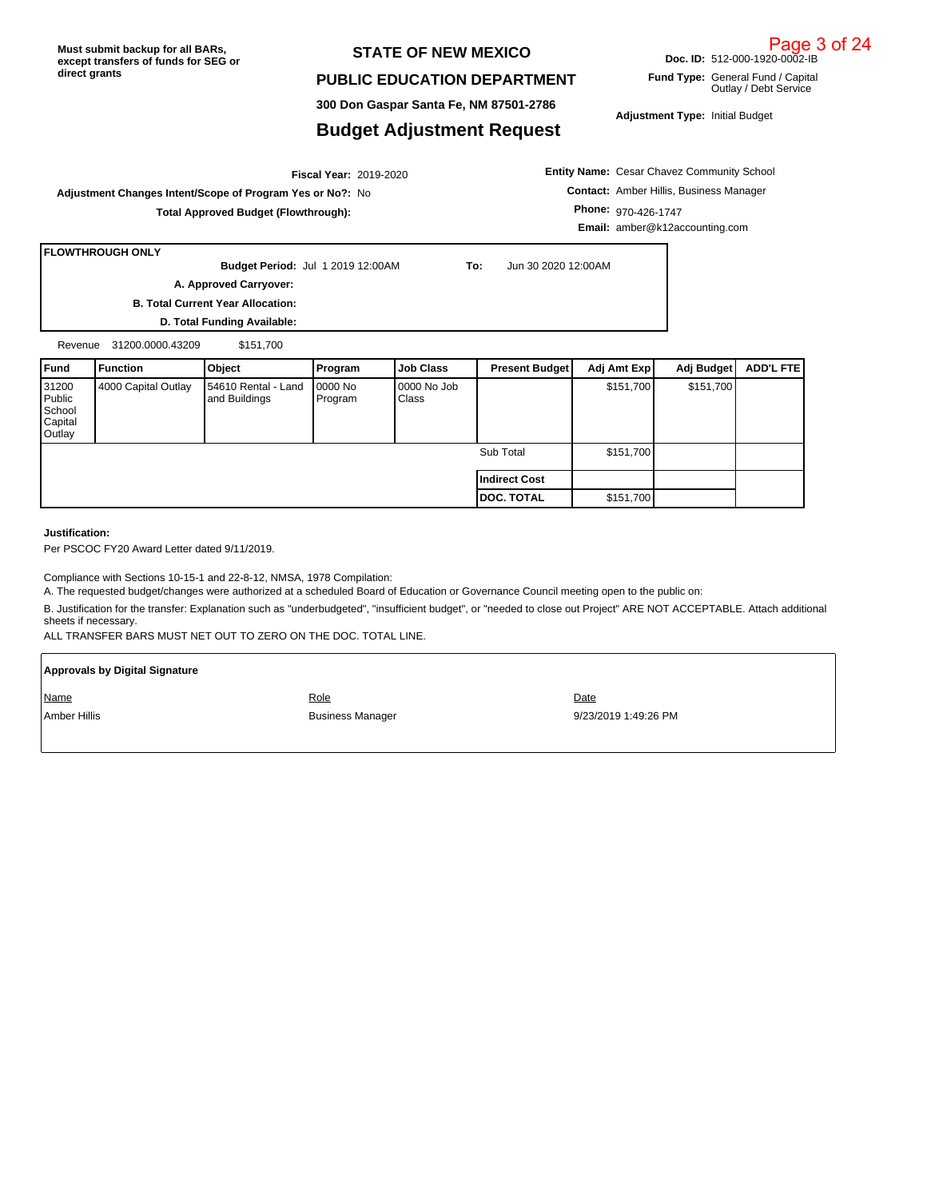Must submit backup for all BARs, except transfers of funds for SEG or direct grants

# STATE OF NEW MEXICO

## PUBLIC EDUCATION DEPARTMENT

300 Don Gaspar Santa Fe, NM 87501-2786

## Budget Adjustment Request

**Doc. ID:** 512-000-1920-0002-IB

**Fund Type:** General Fund / Capital Outlay / Debt Service

**Adjustment Type:** Initial Budget

**Fiscal Year:** 2019-2020

**Adjustment Changes Intent/Scope of Program Yes or No?:** No

**Total Approved Budget (Flowthrough):**

**Entity Name:** Cesar Chavez Community School

**Contact:** Amber Hillis, Business Manager

**Phone:** 970-426-1747

**Email:** amber@k12accounting.com

**FLOWTHROUGH ONLY**

**Budget Period:** Jul 1 2019 12:00AM **To:** Jun 30 2020 12:00AM

**A. Approved Carryover:**

**B. Total Current Year Allocation:**

**D. Total Funding Available:**

Revenue 31200.0000.43209 $151,700

| Fund | Function | Object | Program | Job Class | Present Budget | Adj Amt Exp | Adj Budget | ADD'L FTE |
|---|---|---|---|---|---|---|---|---|
| 31200 Public School Capital Outlay | 4000 Capital Outlay | 54610 Rental - Land and Buildings | 0000 No Program | 0000 No Job Class | | $151,700 | $151,700 | |
| | | | | | Sub Total | $151,700 | | |
| | | | | | **Indirect Cost** | | | |
| | | | | | **DOC. TOTAL** | $151,700 | | |

**Justification:**

Per PSCOC FY20 Award Letter dated 9/11/2019.

Compliance with Sections 10-15-1 and 22-8-12, NMSA, 1978 Compilation:

A. The requested budget/changes were authorized at a scheduled Board of Education or Governance Council meeting open to the public on:

B. Justification for the transfer: Explanation such as "underbudgeted", "insufficient budget", or "needed to close out Project" ARE NOT ACCEPTABLE. Attach additional sheets if necessary.

ALL TRANSFER BARS MUST NET OUT TO ZERO ON THE DOC. TOTAL LINE.

**Approvals by Digital Signature**

| Name | Role | Date |
|---|---|---|
| Amber Hillis | Business Manager | 9/23/2019 1:49:26 PM |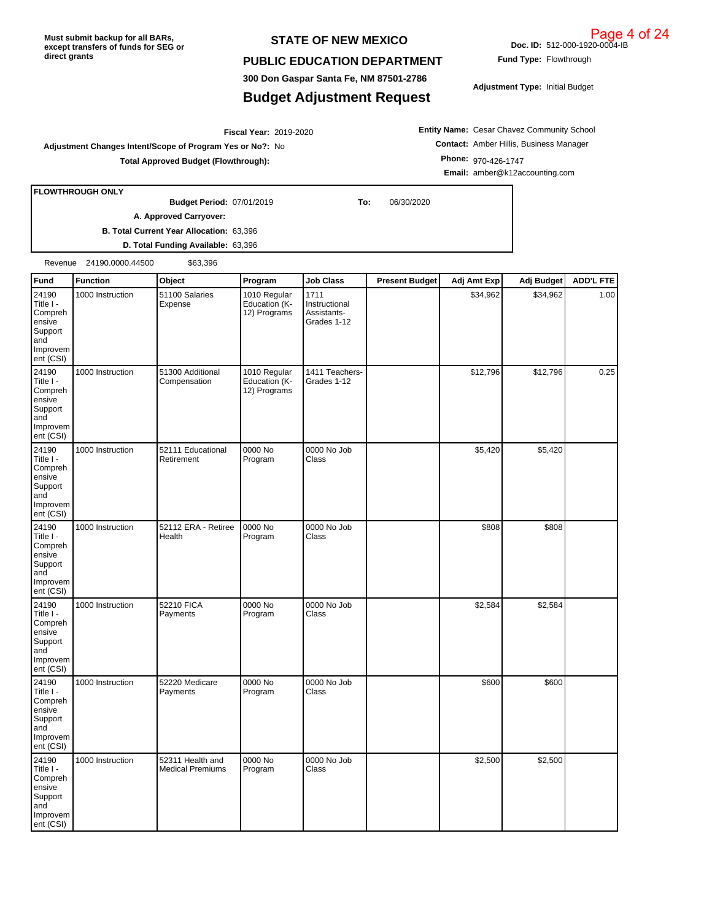Must submit backup for all BARs, except transfers of funds for SEG or direct grants

# STATE OF NEW MEXICO

## PUBLIC EDUCATION DEPARTMENT

**300 Don Gaspar Santa Fe, NM 87501-2786**

## Budget Adjustment Request

**Doc. ID:** 512-000-1920-0004-IB

**Fund Type:** Flowthrough

**Adjustment Type:** Initial Budget

**Fiscal Year:** 2019-2020

**Adjustment Changes Intent/Scope of Program Yes or No?:** No

**Total Approved Budget (Flowthrough):**

**Entity Name:** Cesar Chavez Community School

**Contact:** Amber Hillis, Business Manager

**Phone:** 970-426-1747

**Email:** amber@k12accounting.com

**FLOWTHROUGH ONLY**

**Budget Period:** 07/01/2019 **To:** 06/30/2020

**A. Approved Carryover:**

**B. Total Current Year Allocation:** 63,396

**D. Total Funding Available:** 63,396

Revenue 24190.0000.44500 $63,396

| Fund | Function | Object | Program | Job Class | Present Budget | Adj Amt Exp | Adj Budget | ADD'L FTE |
|---|---|---|---|---|---|---|---|---|
| 24190 Title I - Comprehensive Support and Improvement (CSI) | 1000 Instruction | 51100 Salaries Expense | 1010 Regular Education (K-12) Programs | 1711 Instructional Assistants-Grades 1-12 | | $34,962 | $34,962 | 1.00 |
| 24190 Title I - Comprehensive Support and Improvement (CSI) | 1000 Instruction | 51300 Additional Compensation | 1010 Regular Education (K-12) Programs | 1411 Teachers-Grades 1-12 | | $12,796 | $12,796 | 0.25 |
| 24190 Title I - Comprehensive Support and Improvement (CSI) | 1000 Instruction | 52111 Educational Retirement | 0000 No Program | 0000 No Job Class | | $5,420 | $5,420 | |
| 24190 Title I - Comprehensive Support and Improvement (CSI) | 1000 Instruction | 52112 ERA - Retiree Health | 0000 No Program | 0000 No Job Class | | $808 | $808 | |
| 24190 Title I - Comprehensive Support and Improvement (CSI) | 1000 Instruction | 52210 FICA Payments | 0000 No Program | 0000 No Job Class | | $2,584 | $2,584 | |
| 24190 Title I - Comprehensive Support and Improvement (CSI) | 1000 Instruction | 52220 Medicare Payments | 0000 No Program | 0000 No Job Class | | $600 | $600 | |
| 24190 Title I - Comprehensive Support and Improvement (CSI) | 1000 Instruction | 52311 Health and Medical Premiums | 0000 No Program | 0000 No Job Class | | $2,500 | $2,500 | |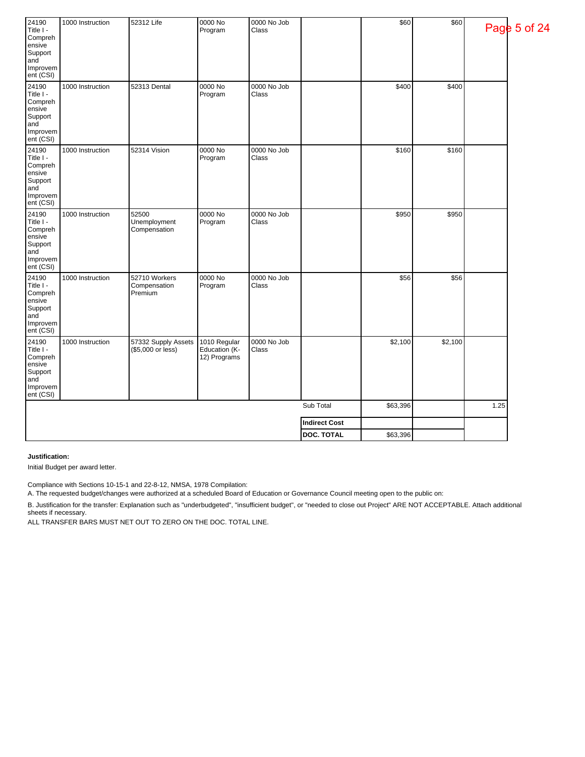| | | | | | | | | |
|---|---|---|---|---|---|---|---|---|
| 24190 Title I - Comprehensive Support and Improvement (CSI) | 1000 Instruction | 52312 Life | 0000 No Program | 0000 No Job Class | | $60 | $60 | |
| 24190 Title I - Comprehensive Support and Improvement (CSI) | 1000 Instruction | 52313 Dental | 0000 No Program | 0000 No Job Class | | $400 | $400 | |
| 24190 Title I - Comprehensive Support and Improvement (CSI) | 1000 Instruction | 52314 Vision | 0000 No Program | 0000 No Job Class | | $160 | $160 | |
| 24190 Title I - Comprehensive Support and Improvement (CSI) | 1000 Instruction | 52500 Unemployment Compensation | 0000 No Program | 0000 No Job Class | | $950 | $950 | |
| 24190 Title I - Comprehensive Support and Improvement (CSI) | 1000 Instruction | 52710 Workers Compensation Premium | 0000 No Program | 0000 No Job Class | | $56 | $56 | |
| 24190 Title I - Comprehensive Support and Improvement (CSI) | 1000 Instruction | 57332 Supply Assets ($5,000 or less) | 1010 Regular Education (K-12) Programs | 0000 No Job Class | | $2,100 | $2,100 | |
| | | | | | Sub Total | $63,396 | | 1.25 |
| | | | | | **Indirect Cost** | | | |
| | | | | | **DOC. TOTAL** | $63,396 | | |

**Justification:**

Initial Budget per award letter.

Compliance with Sections 10-15-1 and 22-8-12, NMSA, 1978 Compilation:

A. The requested budget/changes were authorized at a scheduled Board of Education or Governance Council meeting open to the public on:

B. Justification for the transfer: Explanation such as "underbudgeted", "insufficient budget", or "needed to close out Project" ARE NOT ACCEPTABLE. Attach additional sheets if necessary.

ALL TRANSFER BARS MUST NET OUT TO ZERO ON THE DOC. TOTAL LINE.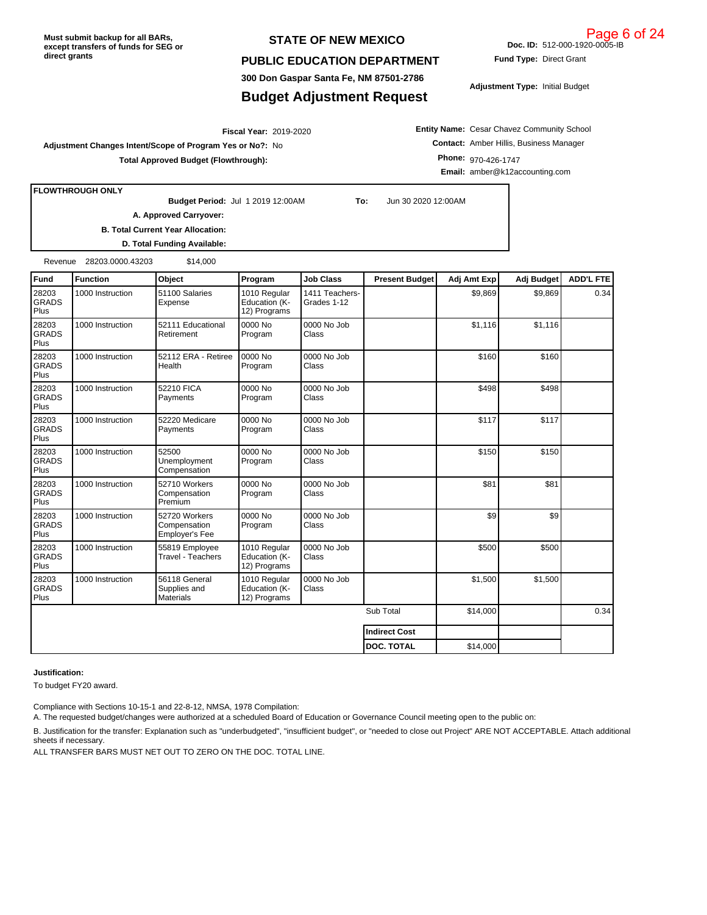Must submit backup for all BARs, except transfers of funds for SEG or direct grants

# STATE OF NEW MEXICO

## PUBLIC EDUCATION DEPARTMENT

**300 Don Gaspar Santa Fe, NM 87501-2786**

## Budget Adjustment Request

**Doc. ID:** 512-000-1920-0005-IB

**Fund Type:** Direct Grant

**Adjustment Type:** Initial Budget

**Fiscal Year:** 2019-2020

**Adjustment Changes Intent/Scope of Program Yes or No?:** No

**Total Approved Budget (Flowthrough):**

**Entity Name:** Cesar Chavez Community School

**Contact:** Amber Hillis, Business Manager

**Phone:** 970-426-1747

**Email:** amber@k12accounting.com

**FLOWTHROUGH ONLY**

**Budget Period:** Jul 1 2019 12:00AM **To:** Jun 30 2020 12:00AM

**A. Approved Carryover:**

**B. Total Current Year Allocation:**

**D. Total Funding Available:**

Revenue 28203.0000.43203 $14,000

| Fund | Function | Object | Program | Job Class | Present Budget | Adj Amt Exp | Adj Budget | ADD'L FTE |
|---|---|---|---|---|---|---|---|---|
| 28203 GRADS Plus | 1000 Instruction | 51100 Salaries Expense | 1010 Regular Education (K-12) Programs | 1411 Teachers-Grades 1-12 | | $9,869 | $9,869 | 0.34 |
| 28203 GRADS Plus | 1000 Instruction | 52111 Educational Retirement | 0000 No Program | 0000 No Job Class | | $1,116 | $1,116 | |
| 28203 GRADS Plus | 1000 Instruction | 52112 ERA - Retiree Health | 0000 No Program | 0000 No Job Class | | $160 | $160 | |
| 28203 GRADS Plus | 1000 Instruction | 52210 FICA Payments | 0000 No Program | 0000 No Job Class | | $498 | $498 | |
| 28203 GRADS Plus | 1000 Instruction | 52220 Medicare Payments | 0000 No Program | 0000 No Job Class | | $117 | $117 | |
| 28203 GRADS Plus | 1000 Instruction | 52500 Unemployment Compensation | 0000 No Program | 0000 No Job Class | | $150 | $150 | |
| 28203 GRADS Plus | 1000 Instruction | 52710 Workers Compensation Premium | 0000 No Program | 0000 No Job Class | | $81 | $81 | |
| 28203 GRADS Plus | 1000 Instruction | 52720 Workers Compensation Employer's Fee | 0000 No Program | 0000 No Job Class | | $9 | $9 | |
| 28203 GRADS Plus | 1000 Instruction | 55819 Employee Travel - Teachers | 1010 Regular Education (K-12) Programs | 0000 No Job Class | | $500 | $500 | |
| 28203 GRADS Plus | 1000 Instruction | 56118 General Supplies and Materials | 1010 Regular Education (K-12) Programs | 0000 No Job Class | | $1,500 | $1,500 | |
| | | | | | Sub Total | $14,000 | | 0.34 |
| | | | | | **Indirect Cost** | | | |
| | | | | | **DOC. TOTAL** | $14,000 | | |

**Justification:**

To budget FY20 award.

Compliance with Sections 10-15-1 and 22-8-12, NMSA, 1978 Compilation:

A. The requested budget/changes were authorized at a scheduled Board of Education or Governance Council meeting open to the public on:

B. Justification for the transfer: Explanation such as "underbudgeted", "insufficient budget", or "needed to close out Project" ARE NOT ACCEPTABLE. Attach additional sheets if necessary.

ALL TRANSFER BARS MUST NET OUT TO ZERO ON THE DOC. TOTAL LINE.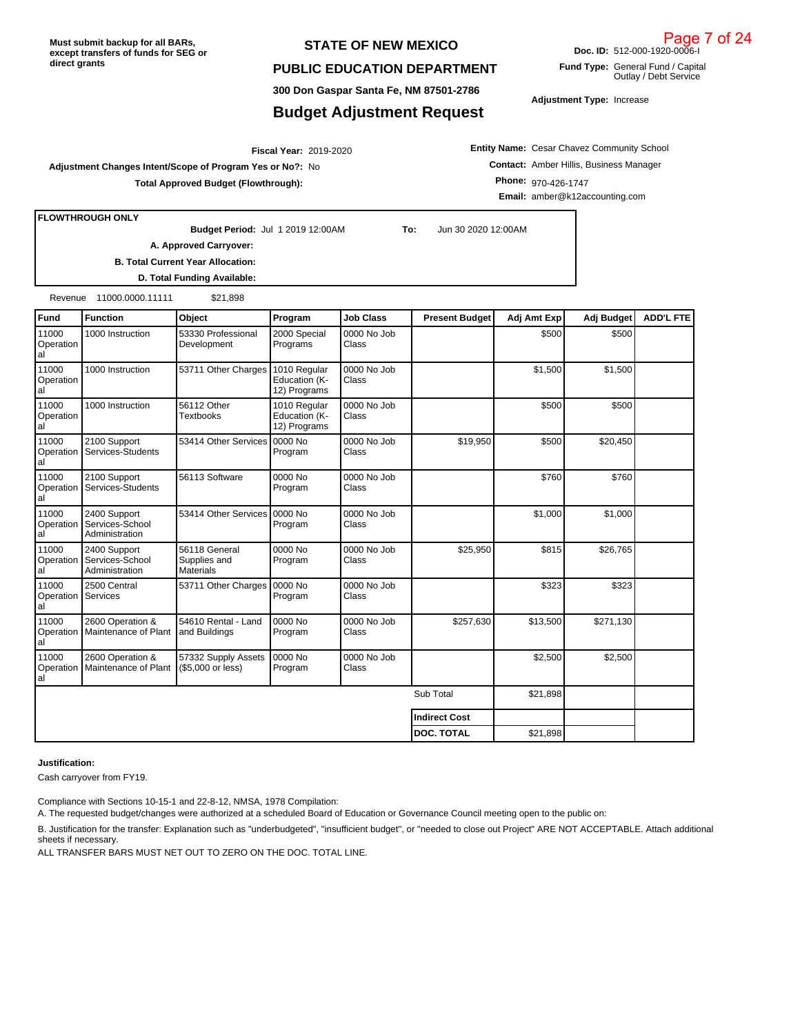Must submit backup for all BARs, except transfers of funds for SEG or direct grants

**STATE OF NEW MEXICO**

**PUBLIC EDUCATION DEPARTMENT**

**300 Don Gaspar Santa Fe, NM 87501-2786**

# Budget Adjustment Request

**Doc. ID:** 512-000-1920-0006-I

**Fund Type:** General Fund / Capital Outlay / Debt Service

**Adjustment Type:** Increase

**Fiscal Year:** 2019-2020

**Adjustment Changes Intent/Scope of Program Yes or No?:** No

**Total Approved Budget (Flowthrough):**

**Entity Name:** Cesar Chavez Community School

**Contact:** Amber Hillis, Business Manager

**Phone:** 970-426-1747

**Email:** amber@k12accounting.com

**FLOWTHROUGH ONLY**

**Budget Period:** Jul 1 2019 12:00AM **To:** Jun 30 2020 12:00AM

**A. Approved Carryover:**

**B. Total Current Year Allocation:**

**D. Total Funding Available:**

Revenue 11000.0000.11111 $21,898

| Fund | Function | Object | Program | Job Class | Present Budget | Adj Amt Exp | Adj Budget | ADD'L FTE |
|---|---|---|---|---|---|---|---|---|
| 11000 Operational | 1000 Instruction | 53330 Professional Development | 2000 Special Programs | 0000 No Job Class | | $500 | $500 | |
| 11000 Operational | 1000 Instruction | 53711 Other Charges | 1010 Regular Education (K-12) Programs | 0000 No Job Class | | $1,500 | $1,500 | |
| 11000 Operational | 1000 Instruction | 56112 Other Textbooks | 1010 Regular Education (K-12) Programs | 0000 No Job Class | | $500 | $500 | |
| 11000 Operational | 2100 Support Services-Students | 53414 Other Services | 0000 No Program | 0000 No Job Class | $19,950 | $500 | $20,450 | |
| 11000 Operational | 2100 Support Services-Students | 56113 Software | 0000 No Program | 0000 No Job Class | | $760 | $760 | |
| 11000 Operational | 2400 Support Services-School Administration | 53414 Other Services | 0000 No Program | 0000 No Job Class | | $1,000 | $1,000 | |
| 11000 Operational | 2400 Support Services-School Administration | 56118 General Supplies and Materials | 0000 No Program | 0000 No Job Class | $25,950 | $815 | $26,765 | |
| 11000 Operational | 2500 Central Services | 53711 Other Charges | 0000 No Program | 0000 No Job Class | | $323 | $323 | |
| 11000 Operational | 2600 Operation & Maintenance of Plant | 54610 Rental - Land and Buildings | 0000 No Program | 0000 No Job Class | $257,630 | $13,500 | $271,130 | |
| 11000 Operational | 2600 Operation & Maintenance of Plant | 57332 Supply Assets ($5,000 or less) | 0000 No Program | 0000 No Job Class | | $2,500 | $2,500 | |
| | | | | | Sub Total | $21,898 | | |
| | | | | | **Indirect Cost** | | | |
| | | | | | **DOC. TOTAL** | $21,898 | | |

**Justification:**

Cash carryover from FY19.

Compliance with Sections 10-15-1 and 22-8-12, NMSA, 1978 Compilation:

A. The requested budget/changes were authorized at a scheduled Board of Education or Governance Council meeting open to the public on:

B. Justification for the transfer: Explanation such as "underbudgeted", "insufficient budget", or "needed to close out Project" ARE NOT ACCEPTABLE. Attach additional sheets if necessary.

ALL TRANSFER BARS MUST NET OUT TO ZERO ON THE DOC. TOTAL LINE.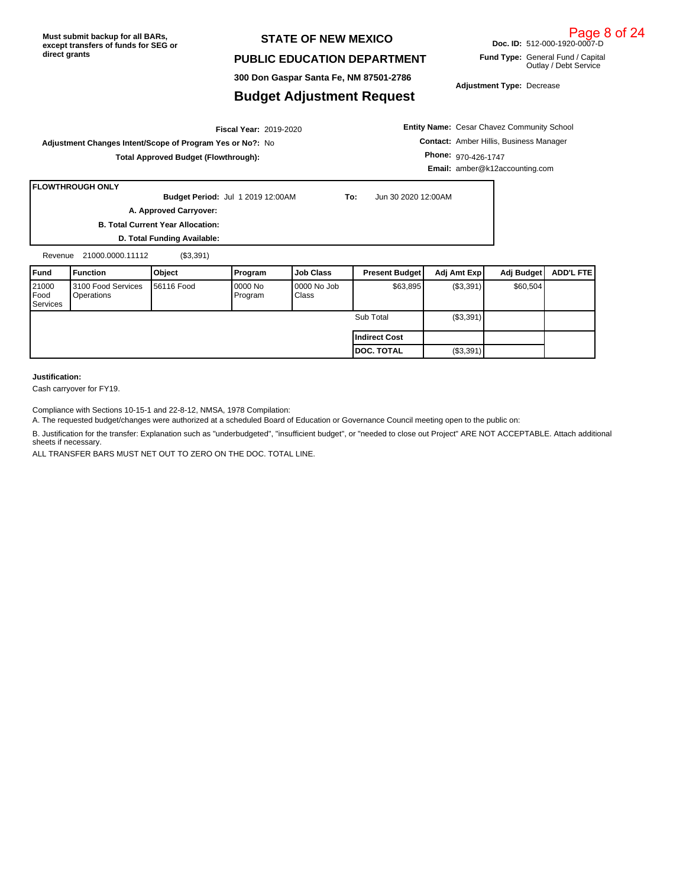**Must submit backup for all BARs, except transfers of funds for SEG or direct grants**

# STATE OF NEW MEXICO

## PUBLIC EDUCATION DEPARTMENT

**300 Don Gaspar Santa Fe, NM 87501-2786**

## Budget Adjustment Request

**Doc. ID:** 512-000-1920-0007-D

**Fund Type:** General Fund / Capital Outlay / Debt Service

**Adjustment Type:** Decrease

**Fiscal Year:** 2019-2020

**Adjustment Changes Intent/Scope of Program Yes or No?:** No

**Total Approved Budget (Flowthrough):**

**Entity Name:** Cesar Chavez Community School

**Contact:** Amber Hillis, Business Manager

**Phone:** 970-426-1747

**Email:** amber@k12accounting.com

**FLOWTHROUGH ONLY**

**Budget Period:** Jul 1 2019 12:00AM **To:** Jun 30 2020 12:00AM

**A. Approved Carryover:**

**B. Total Current Year Allocation:**

**D. Total Funding Available:**

Revenue 21000.0000.11112 ($3,391)

| Fund | Function | Object | Program | Job Class | Present Budget | Adj Amt Exp | Adj Budget | ADD'L FTE |
|---|---|---|---|---|---|---|---|---|
| 21000 Food Services | 3100 Food Services Operations | 56116 Food | 0000 No Program | 0000 No Job Class | $63,895 | ($3,391) | $60,504 | |
| | | | | | Sub Total | ($3,391) | | |
| | | | | | **Indirect Cost** | | | |
| | | | | | **DOC. TOTAL** | ($3,391) | | |

**Justification:**

Cash carryover for FY19.

Compliance with Sections 10-15-1 and 22-8-12, NMSA, 1978 Compilation:

A. The requested budget/changes were authorized at a scheduled Board of Education or Governance Council meeting open to the public on:

B. Justification for the transfer: Explanation such as "underbudgeted", "insufficient budget", or "needed to close out Project" ARE NOT ACCEPTABLE. Attach additional sheets if necessary.

ALL TRANSFER BARS MUST NET OUT TO ZERO ON THE DOC. TOTAL LINE.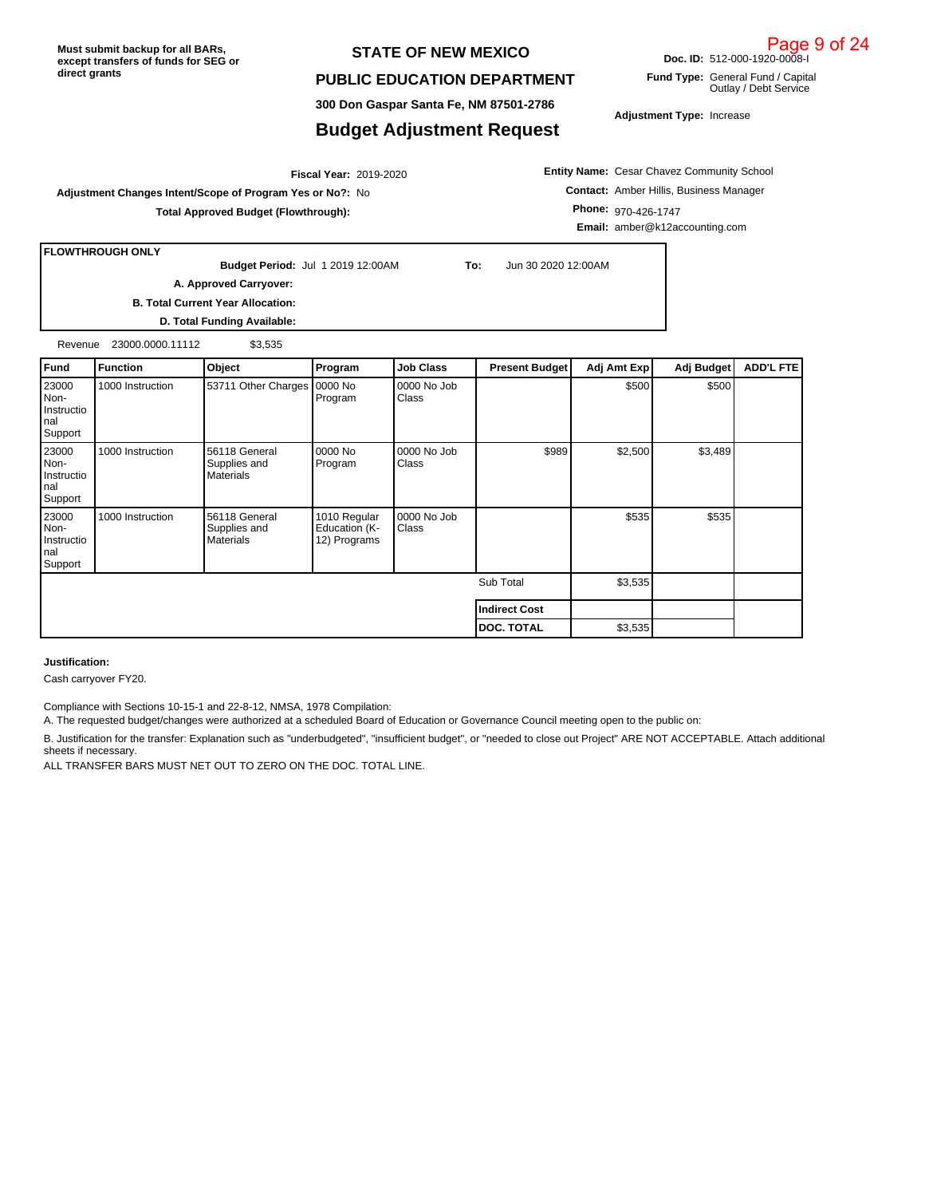Must submit backup for all BARs, except transfers of funds for SEG or direct grants

# STATE OF NEW MEXICO

## PUBLIC EDUCATION DEPARTMENT

**300 Don Gaspar Santa Fe, NM 87501-2786**

## Budget Adjustment Request

**Doc. ID:** 512-000-1920-0008-I

**Fund Type:** General Fund / Capital Outlay / Debt Service

**Adjustment Type:** Increase

**Fiscal Year:** 2019-2020

**Adjustment Changes Intent/Scope of Program Yes or No?:** No

**Total Approved Budget (Flowthrough):**

**Entity Name:** Cesar Chavez Community School

**Contact:** Amber Hillis, Business Manager

**Phone:** 970-426-1747

**Email:** amber@k12accounting.com

**FLOWTHROUGH ONLY**

**Budget Period:** Jul 1 2019 12:00AM **To:** Jun 30 2020 12:00AM

**A. Approved Carryover:**

**B. Total Current Year Allocation:**

**D. Total Funding Available:**

Revenue 23000.0000.11112 $3,535

| Fund | Function | Object | Program | Job Class | Present Budget | Adj Amt Exp | Adj Budget | ADD'L FTE |
|---|---|---|---|---|---|---|---|---|
| 23000 Non-Instructional Support | 1000 Instruction | 53711 Other Charges | 0000 No Program | 0000 No Job Class | | $500 | $500 | |
| 23000 Non-Instructional Support | 1000 Instruction | 56118 General Supplies and Materials | 0000 No Program | 0000 No Job Class | $989 | $2,500 | $3,489 | |
| 23000 Non-Instructional Support | 1000 Instruction | 56118 General Supplies and Materials | 1010 Regular Education (K-12) Programs | 0000 No Job Class | | $535 | $535 | |
| | | | | | Sub Total | $3,535 | | |
| | | | | | **Indirect Cost** | | | |
| | | | | | **DOC. TOTAL** | $3,535 | | |

**Justification:**

Cash carryover FY20.

Compliance with Sections 10-15-1 and 22-8-12, NMSA, 1978 Compilation:

A. The requested budget/changes were authorized at a scheduled Board of Education or Governance Council meeting open to the public on:

B. Justification for the transfer: Explanation such as "underbudgeted", "insufficient budget", or "needed to close out Project" ARE NOT ACCEPTABLE. Attach additional sheets if necessary.

ALL TRANSFER BARS MUST NET OUT TO ZERO ON THE DOC. TOTAL LINE.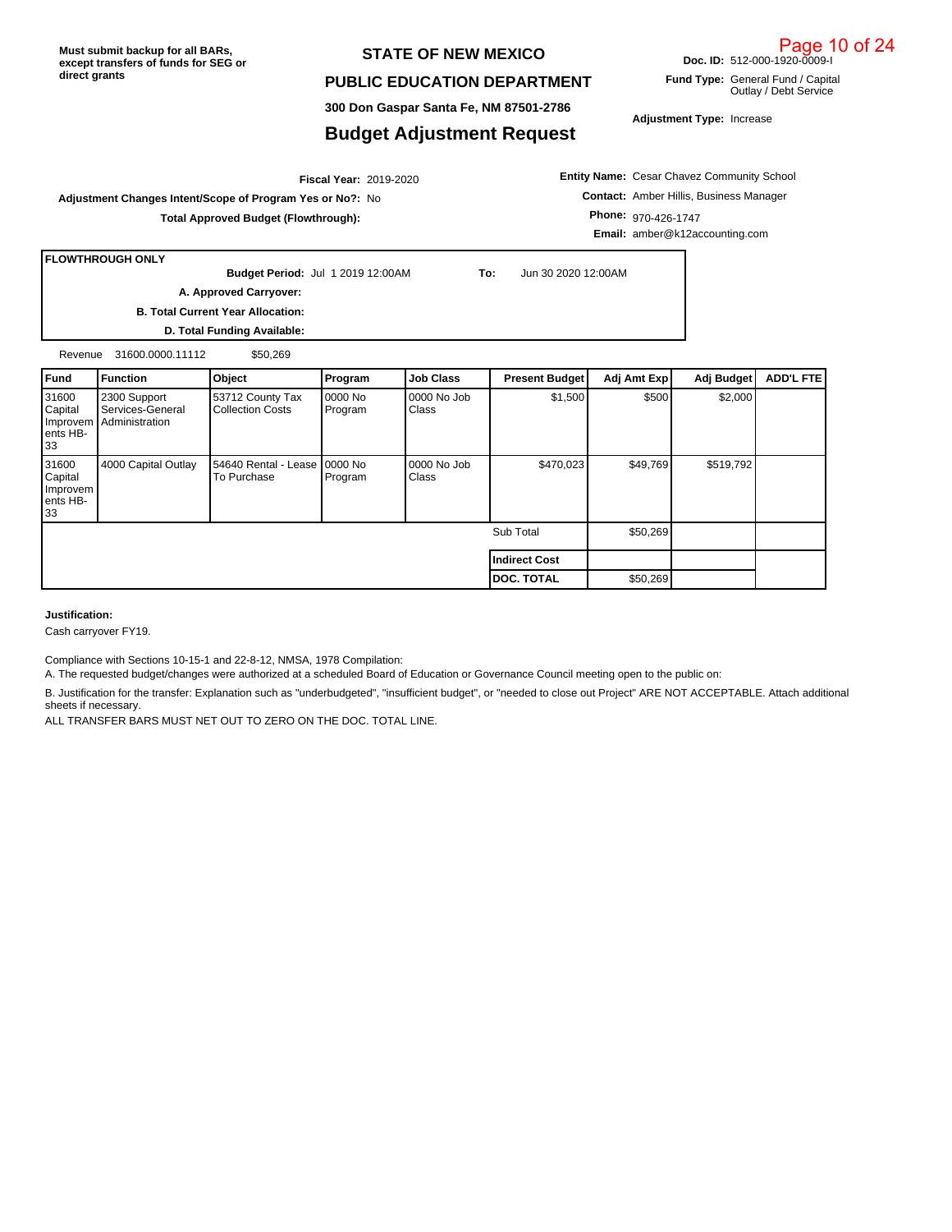**Must submit backup for all BARs, except transfers of funds for SEG or direct grants**

# STATE OF NEW MEXICO

## PUBLIC EDUCATION DEPARTMENT

300 Don Gaspar Santa Fe, NM 87501-2786

## Budget Adjustment Request

**Doc. ID:** 512-000-1920-0009-I

**Fund Type:** General Fund / Capital Outlay / Debt Service

**Adjustment Type:** Increase

**Fiscal Year:** 2019-2020

**Adjustment Changes Intent/Scope of Program Yes or No?:** No

**Total Approved Budget (Flowthrough):**

**Entity Name:** Cesar Chavez Community School

**Contact:** Amber Hillis, Business Manager

**Phone:** 970-426-1747

**Email:** amber@k12accounting.com

**FLOWTHROUGH ONLY**

**Budget Period:** Jul 1 2019 12:00AM **To:** Jun 30 2020 12:00AM

**A. Approved Carryover:**

**B. Total Current Year Allocation:**

**D. Total Funding Available:**

Revenue 31600.0000.11112 $50,269

| Fund | Function | Object | Program | Job Class | Present Budget | Adj Amt Exp | Adj Budget | ADD'L FTE |
|---|---|---|---|---|---|---|---|---|
| 31600 Capital Improvements HB-33 | 2300 Support Services-General Administration | 53712 County Tax Collection Costs | 0000 No Program | 0000 No Job Class | $1,500 | $500 | $2,000 | |
| 31600 Capital Improvements HB-33 | 4000 Capital Outlay | 54640 Rental - Lease To Purchase | 0000 No Program | 0000 No Job Class | $470,023 | $49,769 | $519,792 | |
| | | | | | Sub Total | $50,269 | | |
| | | | | | **Indirect Cost** | | | |
| | | | | | **DOC. TOTAL** | $50,269 | | |

**Justification:**

Cash carryover FY19.

Compliance with Sections 10-15-1 and 22-8-12, NMSA, 1978 Compilation:

A. The requested budget/changes were authorized at a scheduled Board of Education or Governance Council meeting open to the public on:

B. Justification for the transfer: Explanation such as "underbudgeted", "insufficient budget", or "needed to close out Project" ARE NOT ACCEPTABLE. Attach additional sheets if necessary.

ALL TRANSFER BARS MUST NET OUT TO ZERO ON THE DOC. TOTAL LINE.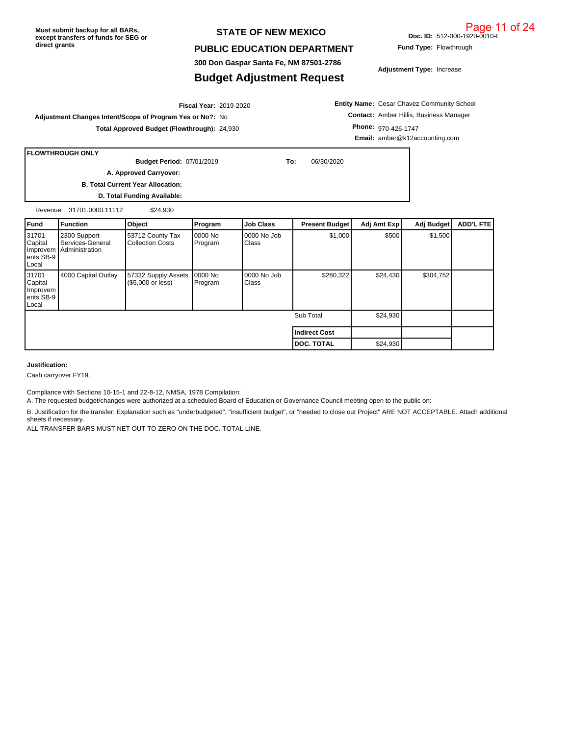Must submit backup for all BARs, except transfers of funds for SEG or direct grants

# STATE OF NEW MEXICO

## PUBLIC EDUCATION DEPARTMENT

300 Don Gaspar Santa Fe, NM 87501-2786

## Budget Adjustment Request

**Doc. ID:** 512-000-1920-0010-I

**Fund Type:** Flowthrough

**Adjustment Type:** Increase

**Fiscal Year:** 2019-2020

**Adjustment Changes Intent/Scope of Program Yes or No?:** No

**Total Approved Budget (Flowthrough):** 24,930

**Entity Name:** Cesar Chavez Community School

**Contact:** Amber Hillis, Business Manager

**Phone:** 970-426-1747

**Email:** amber@k12accounting.com

**FLOWTHROUGH ONLY**

**Budget Period:** 07/01/2019 **To:** 06/30/2020

**A. Approved Carryover:**

**B. Total Current Year Allocation:**

**D. Total Funding Available:**

Revenue 31701.0000.11112 $24,930

| Fund | Function | Object | Program | Job Class | Present Budget | Adj Amt Exp | Adj Budget | ADD'L FTE |
|---|---|---|---|---|---|---|---|---|
| 31701 Capital Improvements SB-9 Local | 2300 Support Services-General Administration | 53712 County Tax Collection Costs | 0000 No Program | 0000 No Job Class | $1,000 | $500 | $1,500 | |
| 31701 Capital Improvements SB-9 Local | 4000 Capital Outlay | 57332 Supply Assets ($5,000 or less) | 0000 No Program | 0000 No Job Class | $280,322 | $24,430 | $304,752 | |
| | | | | | Sub Total | $24,930 | | |
| | | | | | **Indirect Cost** | | | |
| | | | | | **DOC. TOTAL** | $24,930 | | |

**Justification:**

Cash carryover FY19.

Compliance with Sections 10-15-1 and 22-8-12, NMSA, 1978 Compilation:

A. The requested budget/changes were authorized at a scheduled Board of Education or Governance Council meeting open to the public on:

B. Justification for the transfer: Explanation such as "underbudgeted", "insufficient budget", or "needed to close out Project" ARE NOT ACCEPTABLE. Attach additional sheets if necessary.

ALL TRANSFER BARS MUST NET OUT TO ZERO ON THE DOC. TOTAL LINE.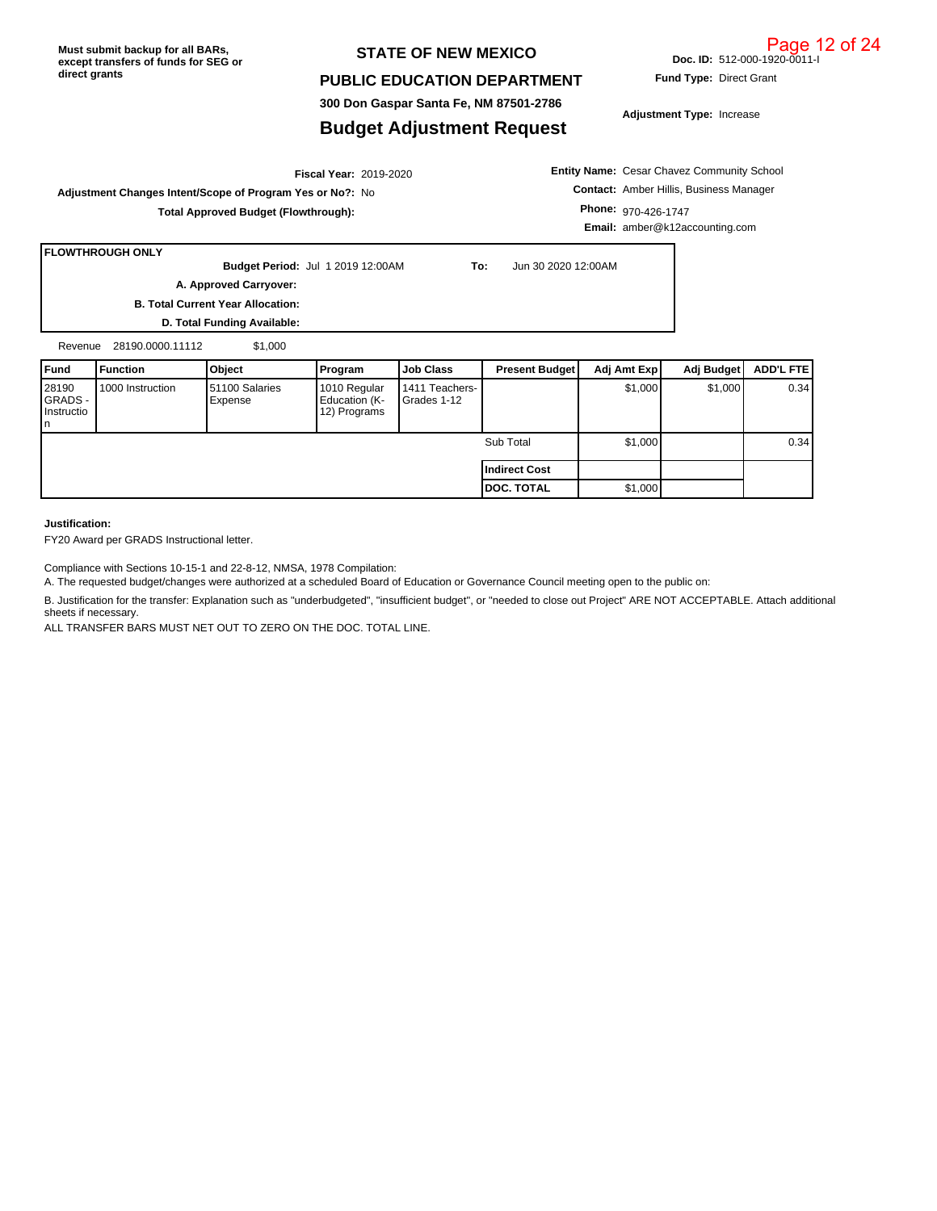Must submit backup for all BARs, except transfers of funds for SEG or direct grants

# STATE OF NEW MEXICO

## PUBLIC EDUCATION DEPARTMENT

300 Don Gaspar Santa Fe, NM 87501-2786

## Budget Adjustment Request

**Doc. ID:** 512-000-1920-0011-I

**Fund Type:** Direct Grant

**Adjustment Type:** Increase

**Fiscal Year:** 2019-2020

**Adjustment Changes Intent/Scope of Program Yes or No?:** No

**Total Approved Budget (Flowthrough):**

**Entity Name:** Cesar Chavez Community School

**Contact:** Amber Hillis, Business Manager

**Phone:** 970-426-1747

**Email:** amber@k12accounting.com

**FLOWTHROUGH ONLY**

**Budget Period:** Jul 1 2019 12:00AM **To:** Jun 30 2020 12:00AM

**A. Approved Carryover:**

**B. Total Current Year Allocation:**

**D. Total Funding Available:**

Revenue 28190.0000.11112 $1,000

| Fund | Function | Object | Program | Job Class | Present Budget | Adj Amt Exp | Adj Budget | ADD'L FTE |
|---|---|---|---|---|---|---|---|---|
| 28190 GRADS - Instruction | 1000 Instruction | 51100 Salaries Expense | 1010 Regular Education (K-12) Programs | 1411 Teachers-Grades 1-12 | | $1,000 | $1,000 | 0.34 |
| | | | | | Sub Total | $1,000 | | 0.34 |
| | | | | | **Indirect Cost** | | | |
| | | | | | **DOC. TOTAL** | $1,000 | | |

**Justification:**

FY20 Award per GRADS Instructional letter.

Compliance with Sections 10-15-1 and 22-8-12, NMSA, 1978 Compilation:

A. The requested budget/changes were authorized at a scheduled Board of Education or Governance Council meeting open to the public on:

B. Justification for the transfer: Explanation such as "underbudgeted", "insufficient budget", or "needed to close out Project" ARE NOT ACCEPTABLE. Attach additional sheets if necessary.

ALL TRANSFER BARS MUST NET OUT TO ZERO ON THE DOC. TOTAL LINE.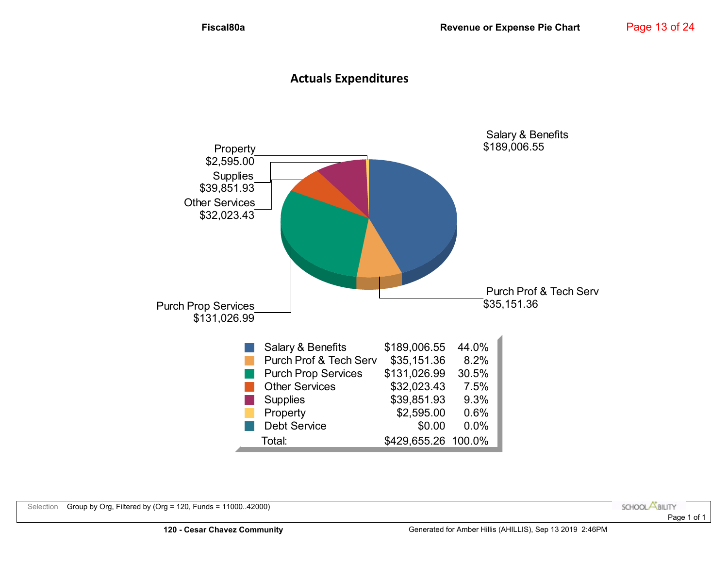# Actuals Expenditures

Property $2,595.00

Supplies $39,851.93

Other Services $32,023.43

Purch Prop Services $131,026.99

Salary & Benefits $189,006.55

Purch Prof & Tech Serv $35,151.36

| Category | Amount | Percent |
|---|---|---|
| Salary & Benefits | $189,006.55 | 44.0% |
| Purch Prof & Tech Serv | $35,151.36 | 8.2% |
| Purch Prop Services | $131,026.99 | 30.5% |
| Other Services | $32,023.43 | 7.5% |
| Supplies | $39,851.93 | 9.3% |
| Property | $2,595.00 | 0.6% |
| Debt Service | $0.00 | 0.0% |
| Total: | $429,655.26 | 100.0% |

Selection Group by Org, Filtered by (Org = 120, Funds = 11000..42000)

120 - Cesar Chavez Community

Generated for Amber Hillis (AHILLIS), Sep 13 2019 2:46PM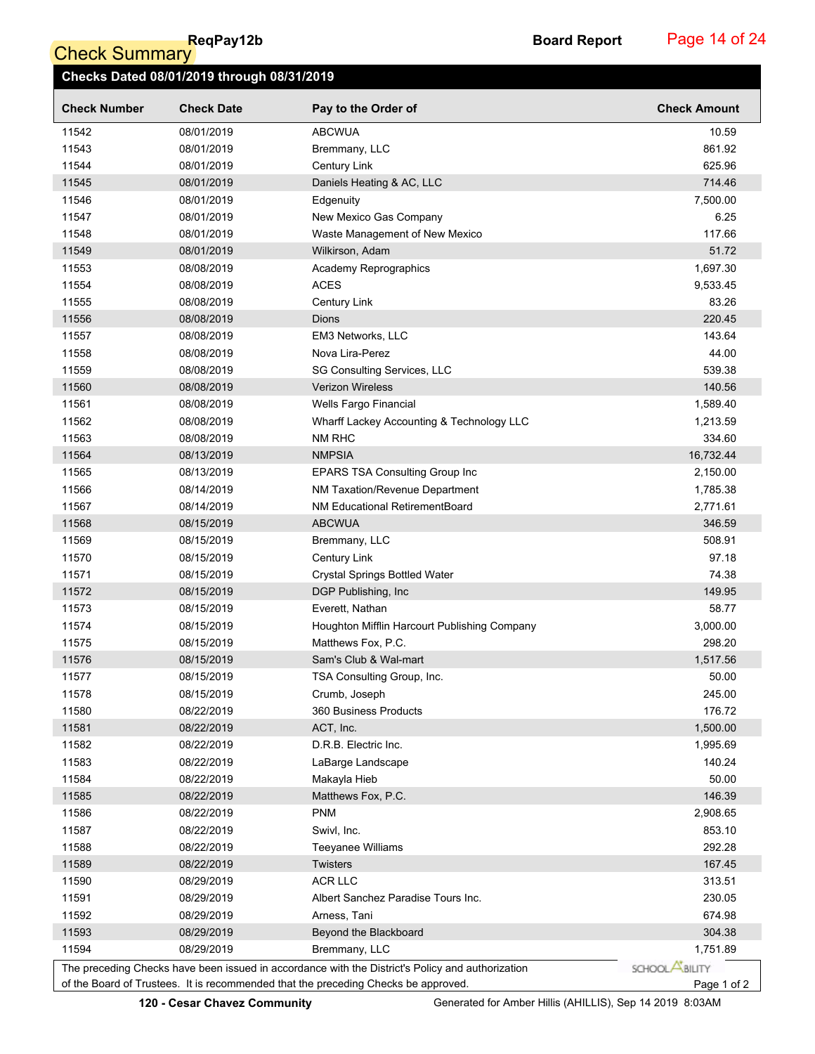# Check Summary

**ReqPay12b** **Board Report**

**Checks Dated 08/01/2019 through 08/31/2019**

| Check Number | Check Date | Pay to the Order of | Check Amount |
|---|---|---|---|
| 11542 | 08/01/2019 | ABCWUA | 10.59 |
| 11543 | 08/01/2019 | Bremmany, LLC | 861.92 |
| 11544 | 08/01/2019 | Century Link | 625.96 |
| 11545 | 08/01/2019 | Daniels Heating & AC, LLC | 714.46 |
| 11546 | 08/01/2019 | Edgenuity | 7,500.00 |
| 11547 | 08/01/2019 | New Mexico Gas Company | 6.25 |
| 11548 | 08/01/2019 | Waste Management of New Mexico | 117.66 |
| 11549 | 08/01/2019 | Wilkirson, Adam | 51.72 |
| 11553 | 08/08/2019 | Academy Reprographics | 1,697.30 |
| 11554 | 08/08/2019 | ACES | 9,533.45 |
| 11555 | 08/08/2019 | Century Link | 83.26 |
| 11556 | 08/08/2019 | Dions | 220.45 |
| 11557 | 08/08/2019 | EM3 Networks, LLC | 143.64 |
| 11558 | 08/08/2019 | Nova Lira-Perez | 44.00 |
| 11559 | 08/08/2019 | SG Consulting Services, LLC | 539.38 |
| 11560 | 08/08/2019 | Verizon Wireless | 140.56 |
| 11561 | 08/08/2019 | Wells Fargo Financial | 1,589.40 |
| 11562 | 08/08/2019 | Wharff Lackey Accounting & Technology LLC | 1,213.59 |
| 11563 | 08/08/2019 | NM RHC | 334.60 |
| 11564 | 08/13/2019 | NMPSIA | 16,732.44 |
| 11565 | 08/13/2019 | EPARS TSA Consulting Group Inc | 2,150.00 |
| 11566 | 08/14/2019 | NM Taxation/Revenue Department | 1,785.38 |
| 11567 | 08/14/2019 | NM Educational RetirementBoard | 2,771.61 |
| 11568 | 08/15/2019 | ABCWUA | 346.59 |
| 11569 | 08/15/2019 | Bremmany, LLC | 508.91 |
| 11570 | 08/15/2019 | Century Link | 97.18 |
| 11571 | 08/15/2019 | Crystal Springs Bottled Water | 74.38 |
| 11572 | 08/15/2019 | DGP Publishing, Inc | 149.95 |
| 11573 | 08/15/2019 | Everett, Nathan | 58.77 |
| 11574 | 08/15/2019 | Houghton Mifflin Harcourt Publishing Company | 3,000.00 |
| 11575 | 08/15/2019 | Matthews Fox, P.C. | 298.20 |
| 11576 | 08/15/2019 | Sam's Club & Wal-mart | 1,517.56 |
| 11577 | 08/15/2019 | TSA Consulting Group, Inc. | 50.00 |
| 11578 | 08/15/2019 | Crumb, Joseph | 245.00 |
| 11580 | 08/22/2019 | 360 Business Products | 176.72 |
| 11581 | 08/22/2019 | ACT, Inc. | 1,500.00 |
| 11582 | 08/22/2019 | D.R.B. Electric Inc. | 1,995.69 |
| 11583 | 08/22/2019 | LaBarge Landscape | 140.24 |
| 11584 | 08/22/2019 | Makayla Hieb | 50.00 |
| 11585 | 08/22/2019 | Matthews Fox, P.C. | 146.39 |
| 11586 | 08/22/2019 | PNM | 2,908.65 |
| 11587 | 08/22/2019 | Swivl, Inc. | 853.10 |
| 11588 | 08/22/2019 | Teeyanee Williams | 292.28 |
| 11589 | 08/22/2019 | Twisters | 167.45 |
| 11590 | 08/29/2019 | ACR LLC | 313.51 |
| 11591 | 08/29/2019 | Albert Sanchez Paradise Tours Inc. | 230.05 |
| 11592 | 08/29/2019 | Arness, Tani | 674.98 |
| 11593 | 08/29/2019 | Beyond the Blackboard | 304.38 |
| 11594 | 08/29/2019 | Bremmany, LLC | 1,751.89 |

The preceding Checks have been issued in accordance with the District's Policy and authorization of the Board of Trustees. It is recommended that the preceding Checks be approved.

**120 - Cesar Chavez Community** Generated for Amber Hillis (AHILLIS), Sep 14 2019 8:03AM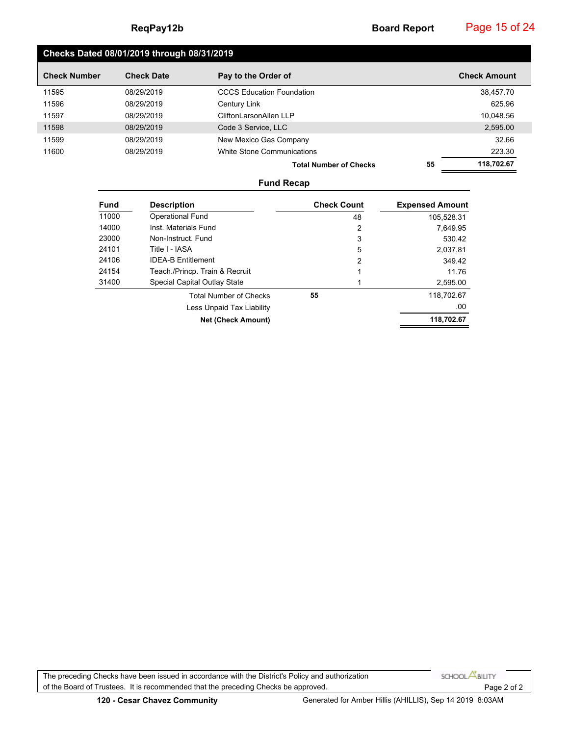## Checks Dated 08/01/2019 through 08/31/2019

| Check Number | Check Date | Pay to the Order of | Check Amount |
|---|---|---|---|
| 11595 | 08/29/2019 | CCCS Education Foundation | 38,457.70 |
| 11596 | 08/29/2019 | Century Link | 625.96 |
| 11597 | 08/29/2019 | CliftonLarsonAllen LLP | 10,048.56 |
| 11598 | 08/29/2019 | Code 3 Service, LLC | 2,595.00 |
| 11599 | 08/29/2019 | New Mexico Gas Company | 32.66 |
| 11600 | 08/29/2019 | White Stone Communications | 223.30 |
| | | **Total Number of Checks** **55** | **118,702.67** |

## Fund Recap

| Fund | Description | Check Count | Expensed Amount |
|---|---|---|---|
| 11000 | Operational Fund | 48 | 105,528.31 |
| 14000 | Inst. Materials Fund | 2 | 7,649.95 |
| 23000 | Non-Instruct. Fund | 3 | 530.42 |
| 24101 | Title I - IASA | 5 | 2,037.81 |
| 24106 | IDEA-B Entitlement | 2 | 349.42 |
| 24154 | Teach./Princp. Train & Recruit | 1 | 11.76 |
| 31400 | Special Capital Outlay State | 1 | 2,595.00 |
| | Total Number of Checks | 55 | 118,702.67 |
| | Less Unpaid Tax Liability | | .00 |
| | **Net (Check Amount)** | | **118,702.67** |

The preceding Checks have been issued in accordance with the District's Policy and authorization of the Board of Trustees. It is recommended that the preceding Checks be approved.

**120 - Cesar Chavez Community**

Generated for Amber Hillis (AHILLIS), Sep 14 2019 8:03AM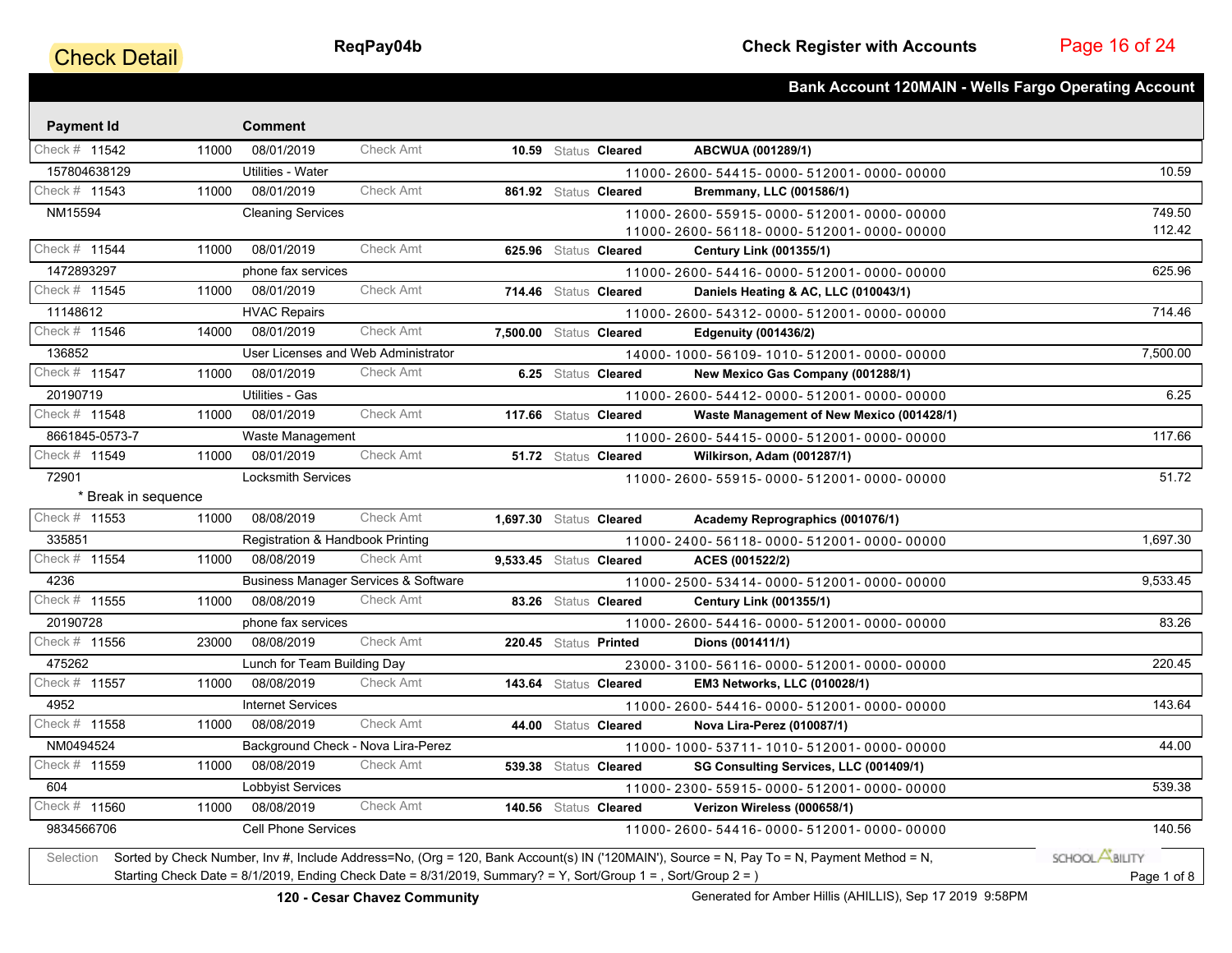Check Detail

ReqPay04b

## Check Register with Accounts

### Bank Account 120MAIN - Wells Fargo Operating Account

| Payment Id | Fund | Date / Comment | | Check Amt | Status | Vendor / Account | Amount |
|---|---|---|---|---|---|---|---|
| Check # 11542 | 11000 | 08/01/2019 | Check Amt | 10.59 | Status Cleared | ABCWUA (001289/1) | |
| 157804638129 | | Utilities - Water | | | | 11000- 2600- 54415- 0000- 512001- 0000- 00000 | 10.59 |
| Check # 11543 | 11000 | 08/01/2019 | Check Amt | 861.92 | Status Cleared | Bremmany, LLC (001586/1) | |
| NM15594 | | Cleaning Services | | | | 11000- 2600- 55915- 0000- 512001- 0000- 00000 | 749.50 |
| | | | | | | 11000- 2600- 56118- 0000- 512001- 0000- 00000 | 112.42 |
| Check # 11544 | 11000 | 08/01/2019 | Check Amt | 625.96 | Status Cleared | Century Link (001355/1) | |
| 1472893297 | | phone fax services | | | | 11000- 2600- 54416- 0000- 512001- 0000- 00000 | 625.96 |
| Check # 11545 | 11000 | 08/01/2019 | Check Amt | 714.46 | Status Cleared | Daniels Heating & AC, LLC (010043/1) | |
| 11148612 | | HVAC Repairs | | | | 11000- 2600- 54312- 0000- 512001- 0000- 00000 | 714.46 |
| Check # 11546 | 14000 | 08/01/2019 | Check Amt | 7,500.00 | Status Cleared | Edgenuity (001436/2) | |
| 136852 | | User Licenses and Web Administrator | | | | 14000- 1000- 56109- 1010- 512001- 0000- 00000 | 7,500.00 |
| Check # 11547 | 11000 | 08/01/2019 | Check Amt | 6.25 | Status Cleared | New Mexico Gas Company (001288/1) | |
| 20190719 | | Utilities - Gas | | | | 11000- 2600- 54412- 0000- 512001- 0000- 00000 | 6.25 |
| Check # 11548 | 11000 | 08/01/2019 | Check Amt | 117.66 | Status Cleared | Waste Management of New Mexico (001428/1) | |
| 8661845-0573-7 | | Waste Management | | | | 11000- 2600- 54415- 0000- 512001- 0000- 00000 | 117.66 |
| Check # 11549 | 11000 | 08/01/2019 | Check Amt | 51.72 | Status Cleared | Wilkirson, Adam (001287/1) | |
| 72901 | | Locksmith Services | | | | 11000- 2600- 55915- 0000- 512001- 0000- 00000 | 51.72 |
| * Break in sequence | | | | | | | |
| Check # 11553 | 11000 | 08/08/2019 | Check Amt | 1,697.30 | Status Cleared | Academy Reprographics (001076/1) | |
| 335851 | | Registration & Handbook Printing | | | | 11000- 2400- 56118- 0000- 512001- 0000- 00000 | 1,697.30 |
| Check # 11554 | 11000 | 08/08/2019 | Check Amt | 9,533.45 | Status Cleared | ACES (001522/2) | |
| 4236 | | Business Manager Services & Software | | | | 11000- 2500- 53414- 0000- 512001- 0000- 00000 | 9,533.45 |
| Check # 11555 | 11000 | 08/08/2019 | Check Amt | 83.26 | Status Cleared | Century Link (001355/1) | |
| 20190728 | | phone fax services | | | | 11000- 2600- 54416- 0000- 512001- 0000- 00000 | 83.26 |
| Check # 11556 | 23000 | 08/08/2019 | Check Amt | 220.45 | Status Printed | Dions (001411/1) | |
| 475262 | | Lunch for Team Building Day | | | | 23000- 3100- 56116- 0000- 512001- 0000- 00000 | 220.45 |
| Check # 11557 | 11000 | 08/08/2019 | Check Amt | 143.64 | Status Cleared | EM3 Networks, LLC (010028/1) | |
| 4952 | | Internet Services | | | | 11000- 2600- 54416- 0000- 512001- 0000- 00000 | 143.64 |
| Check # 11558 | 11000 | 08/08/2019 | Check Amt | 44.00 | Status Cleared | Nova Lira-Perez (010087/1) | |
| NM0494524 | | Background Check - Nova Lira-Perez | | | | 11000- 1000- 53711- 1010- 512001- 0000- 00000 | 44.00 |
| Check # 11559 | 11000 | 08/08/2019 | Check Amt | 539.38 | Status Cleared | SG Consulting Services, LLC (001409/1) | |
| 604 | | Lobbyist Services | | | | 11000- 2300- 55915- 0000- 512001- 0000- 00000 | 539.38 |
| Check # 11560 | 11000 | 08/08/2019 | Check Amt | 140.56 | Status Cleared | Verizon Wireless (000658/1) | |
| 9834566706 | | Cell Phone Services | | | | 11000- 2600- 54416- 0000- 512001- 0000- 00000 | 140.56 |

Selection: Sorted by Check Number, Inv #, Include Address=No, (Org = 120, Bank Account(s) IN ('120MAIN'), Source = N, Pay To = N, Payment Method = N, Starting Check Date = 8/1/2019, Ending Check Date = 8/31/2019, Summary? = Y, Sort/Group 1 = , Sort/Group 2 = )

120 - Cesar Chavez Community

Generated for Amber Hillis (AHILLIS), Sep 17 2019 9:58PM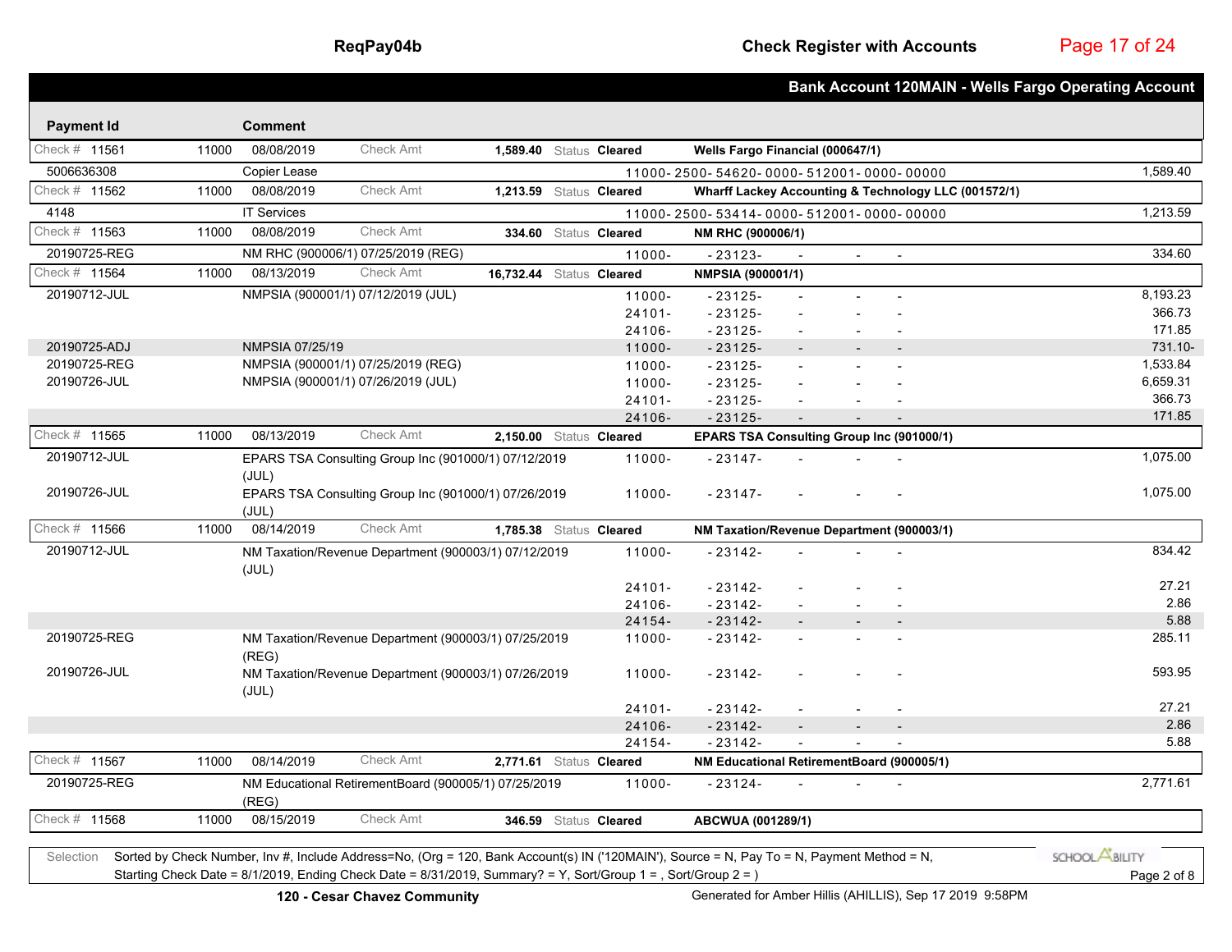## Check Register with Accounts

### Bank Account 120MAIN - Wells Fargo Operating Account

| Payment Id | | Comment | | | | | | | | | |
|---|---|---|---|---|---|---|---|---|---|---|---|
| Check # 11561 | 11000 | 08/08/2019 | Check Amt | 1,589.40 | Status **Cleared** | **Wells Fargo Financial (000647/1)** | | | | | |
| 5006636308 | | Copier Lease | | | | 11000-2500-54620-0000-512001-0000-00000 | | | | | 1,589.40 |
| Check # 11562 | 11000 | 08/08/2019 | Check Amt | 1,213.59 | Status **Cleared** | **Wharff Lackey Accounting & Technology LLC (001572/1)** | | | | | |
| 4148 | | IT Services | | | | 11000-2500-53414-0000-512001-0000-00000 | | | | | 1,213.59 |
| Check # 11563 | 11000 | 08/08/2019 | Check Amt | 334.60 | Status **Cleared** | **NM RHC (900006/1)** | | | | | |
| 20190725-REG | | NM RHC (900006/1) 07/25/2019 (REG) | | | | 11000- | -23123- | - | - | - | 334.60 |
| Check # 11564 | 11000 | 08/13/2019 | Check Amt | 16,732.44 | Status **Cleared** | **NMPSIA (900001/1)** | | | | | |
| 20190712-JUL | | NMPSIA (900001/1) 07/12/2019 (JUL) | | | | 11000- | -23125- | - | - | - | 8,193.23 |
| | | | | | | 24101- | -23125- | - | - | - | 366.73 |
| | | | | | | 24106- | -23125- | - | - | - | 171.85 |
| 20190725-ADJ | | NMPSIA 07/25/19 | | | | 11000- | -23125- | - | - | - | 731.10- |
| 20190725-REG | | NMPSIA (900001/1) 07/25/2019 (REG) | | | | 11000- | -23125- | - | - | - | 1,533.84 |
| 20190726-JUL | | NMPSIA (900001/1) 07/26/2019 (JUL) | | | | 11000- | -23125- | - | - | - | 6,659.31 |
| | | | | | | 24101- | -23125- | - | - | - | 366.73 |
| | | | | | | 24106- | -23125- | - | - | - | 171.85 |
| Check # 11565 | 11000 | 08/13/2019 | Check Amt | 2,150.00 | Status **Cleared** | **EPARS TSA Consulting Group Inc (901000/1)** | | | | | |
| 20190712-JUL | | EPARS TSA Consulting Group Inc (901000/1) 07/12/2019 (JUL) | | | | 11000- | -23147- | - | - | - | 1,075.00 |
| 20190726-JUL | | EPARS TSA Consulting Group Inc (901000/1) 07/26/2019 (JUL) | | | | 11000- | -23147- | - | - | - | 1,075.00 |
| Check # 11566 | 11000 | 08/14/2019 | Check Amt | 1,785.38 | Status **Cleared** | **NM Taxation/Revenue Department (900003/1)** | | | | | |
| 20190712-JUL | | NM Taxation/Revenue Department (900003/1) 07/12/2019 (JUL) | | | | 11000- | -23142- | - | - | - | 834.42 |
| | | | | | | 24101- | -23142- | - | - | - | 27.21 |
| | | | | | | 24106- | -23142- | - | - | - | 2.86 |
| | | | | | | 24154- | -23142- | - | - | - | 5.88 |
| 20190725-REG | | NM Taxation/Revenue Department (900003/1) 07/25/2019 (REG) | | | | 11000- | -23142- | - | - | - | 285.11 |
| 20190726-JUL | | NM Taxation/Revenue Department (900003/1) 07/26/2019 (JUL) | | | | 11000- | -23142- | - | - | - | 593.95 |
| | | | | | | 24101- | -23142- | - | - | - | 27.21 |
| | | | | | | 24106- | -23142- | - | - | - | 2.86 |
| | | | | | | 24154- | -23142- | - | - | - | 5.88 |
| Check # 11567 | 11000 | 08/14/2019 | Check Amt | 2,771.61 | Status **Cleared** | **NM Educational RetirementBoard (900005/1)** | | | | | |
| 20190725-REG | | NM Educational RetirementBoard (900005/1) 07/25/2019 (REG) | | | | 11000- | -23124- | - | - | - | 2,771.61 |
| Check # 11568 | 11000 | 08/15/2019 | Check Amt | 346.59 | Status **Cleared** | **ABCWUA (001289/1)** | | | | | |

Selection Sorted by Check Number, Inv #, Include Address=No, (Org = 120, Bank Account(s) IN ('120MAIN'), Source = N, Pay To = N, Payment Method = N, Starting Check Date = 8/1/2019, Ending Check Date = 8/31/2019, Summary? = Y, Sort/Group 1 = , Sort/Group 2 = )

120 - Cesar Chavez Community

Generated for Amber Hillis (AHILLIS), Sep 17 2019 9:58PM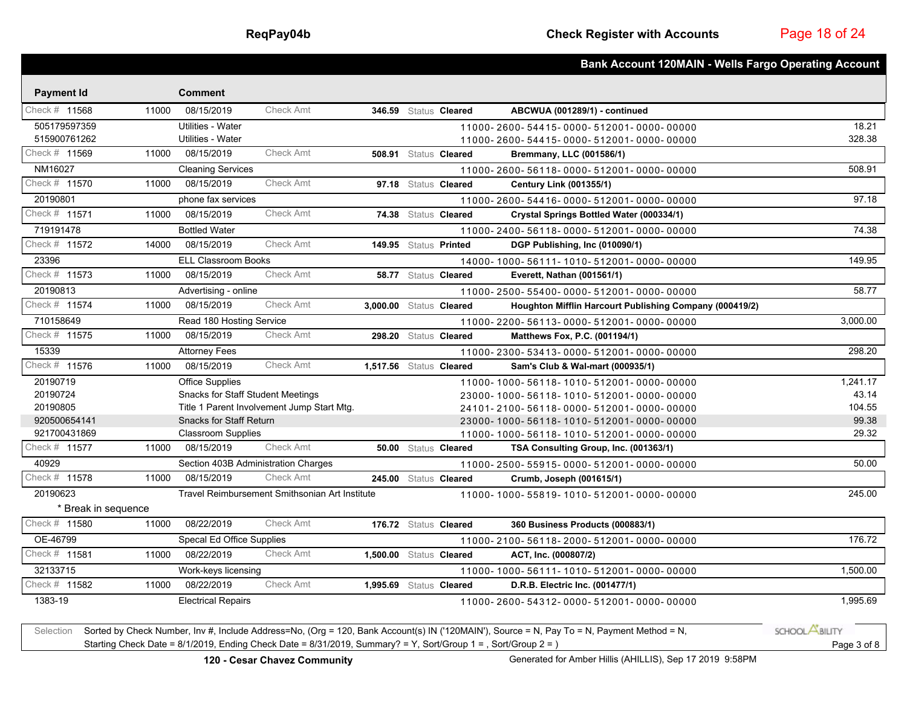**Bank Account 120MAIN - Wells Fargo Operating Account**

| Payment Id | | Comment | | | | |
|---|---|---|---|---|---|---|
| Check # 11568 | 11000 | 08/15/2019 | Check Amt **346.59** | Status **Cleared** | **ABCWUA (001289/1) - continued** | |
| 505179597359 | | Utilities - Water | | | 11000-2600-54415-0000-512001-0000-00000 | 18.21 |
| 515900761262 | | Utilities - Water | | | 11000-2600-54415-0000-512001-0000-00000 | 328.38 |
| Check # 11569 | 11000 | 08/15/2019 | Check Amt **508.91** | Status **Cleared** | **Bremmany, LLC (001586/1)** | |
| NM16027 | | Cleaning Services | | | 11000-2600-56118-0000-512001-0000-00000 | 508.91 |
| Check # 11570 | 11000 | 08/15/2019 | Check Amt **97.18** | Status **Cleared** | **Century Link (001355/1)** | |
| 20190801 | | phone fax services | | | 11000-2600-54416-0000-512001-0000-00000 | 97.18 |
| Check # 11571 | 11000 | 08/15/2019 | Check Amt **74.38** | Status **Cleared** | **Crystal Springs Bottled Water (000334/1)** | |
| 719191478 | | Bottled Water | | | 11000-2400-56118-0000-512001-0000-00000 | 74.38 |
| Check # 11572 | 14000 | 08/15/2019 | Check Amt **149.95** | Status **Printed** | **DGP Publishing, Inc (010090/1)** | |
| 23396 | | ELL Classroom Books | | | 14000-1000-56111-1010-512001-0000-00000 | 149.95 |
| Check # 11573 | 11000 | 08/15/2019 | Check Amt **58.77** | Status **Cleared** | **Everett, Nathan (001561/1)** | |
| 20190813 | | Advertising - online | | | 11000-2500-55400-0000-512001-0000-00000 | 58.77 |
| Check # 11574 | 11000 | 08/15/2019 | Check Amt **3,000.00** | Status **Cleared** | **Houghton Mifflin Harcourt Publishing Company (000419/2)** | |
| 710158649 | | Read 180 Hosting Service | | | 11000-2200-56113-0000-512001-0000-00000 | 3,000.00 |
| Check # 11575 | 11000 | 08/15/2019 | Check Amt **298.20** | Status **Cleared** | **Matthews Fox, P.C. (001194/1)** | |
| 15339 | | Attorney Fees | | | 11000-2300-53413-0000-512001-0000-00000 | 298.20 |
| Check # 11576 | 11000 | 08/15/2019 | Check Amt **1,517.56** | Status **Cleared** | **Sam's Club & Wal-mart (000935/1)** | |
| 20190719 | | Office Supplies | | | 11000-1000-56118-1010-512001-0000-00000 | 1,241.17 |
| 20190724 | | Snacks for Staff Student Meetings | | | 23000-1000-56118-1010-512001-0000-00000 | 43.14 |
| 20190805 | | Title 1 Parent Involvement Jump Start Mtg. | | | 24101-2100-56118-0000-512001-0000-00000 | 104.55 |
| 920500654141 | | Snacks for Staff Return | | | 23000-1000-56118-1010-512001-0000-00000 | 99.38 |
| 921700431869 | | Classroom Supplies | | | 11000-1000-56118-1010-512001-0000-00000 | 29.32 |
| Check # 11577 | 11000 | 08/15/2019 | Check Amt **50.00** | Status **Cleared** | **TSA Consulting Group, Inc. (001363/1)** | |
| 40929 | | Section 403B Administration Charges | | | 11000-2500-55915-0000-512001-0000-00000 | 50.00 |
| Check # 11578 | 11000 | 08/15/2019 | Check Amt **245.00** | Status **Cleared** | **Crumb, Joseph (001615/1)** | |
| 20190623 | | Travel Reimbursement Smithsonian Art Institute | | | 11000-1000-55819-1010-512001-0000-00000 | 245.00 |
| * Break in sequence | | | | | | |
| Check # 11580 | 11000 | 08/22/2019 | Check Amt **176.72** | Status **Cleared** | **360 Business Products (000883/1)** | |
| OE-46799 | | Specal Ed Office Supplies | | | 11000-2100-56118-2000-512001-0000-00000 | 176.72 |
| Check # 11581 | 11000 | 08/22/2019 | Check Amt **1,500.00** | Status **Cleared** | **ACT, Inc. (000807/2)** | |
| 32133715 | | Work-keys licensing | | | 11000-1000-56111-1010-512001-0000-00000 | 1,500.00 |
| Check # 11582 | 11000 | 08/22/2019 | Check Amt **1,995.69** | Status **Cleared** | **D.R.B. Electric Inc. (001477/1)** | |
| 1383-19 | | Electrical Repairs | | | 11000-2600-54312-0000-512001-0000-00000 | 1,995.69 |

Selection: Sorted by Check Number, Inv #, Include Address=No, (Org = 120, Bank Account(s) IN ('120MAIN'), Source = N, Pay To = N, Payment Method = N, Starting Check Date = 8/1/2019, Ending Check Date = 8/31/2019, Summary? = Y, Sort/Group 1 = , Sort/Group 2 = )

**120 - Cesar Chavez Community** — Generated for Amber Hillis (AHILLIS), Sep 17 2019 9:58PM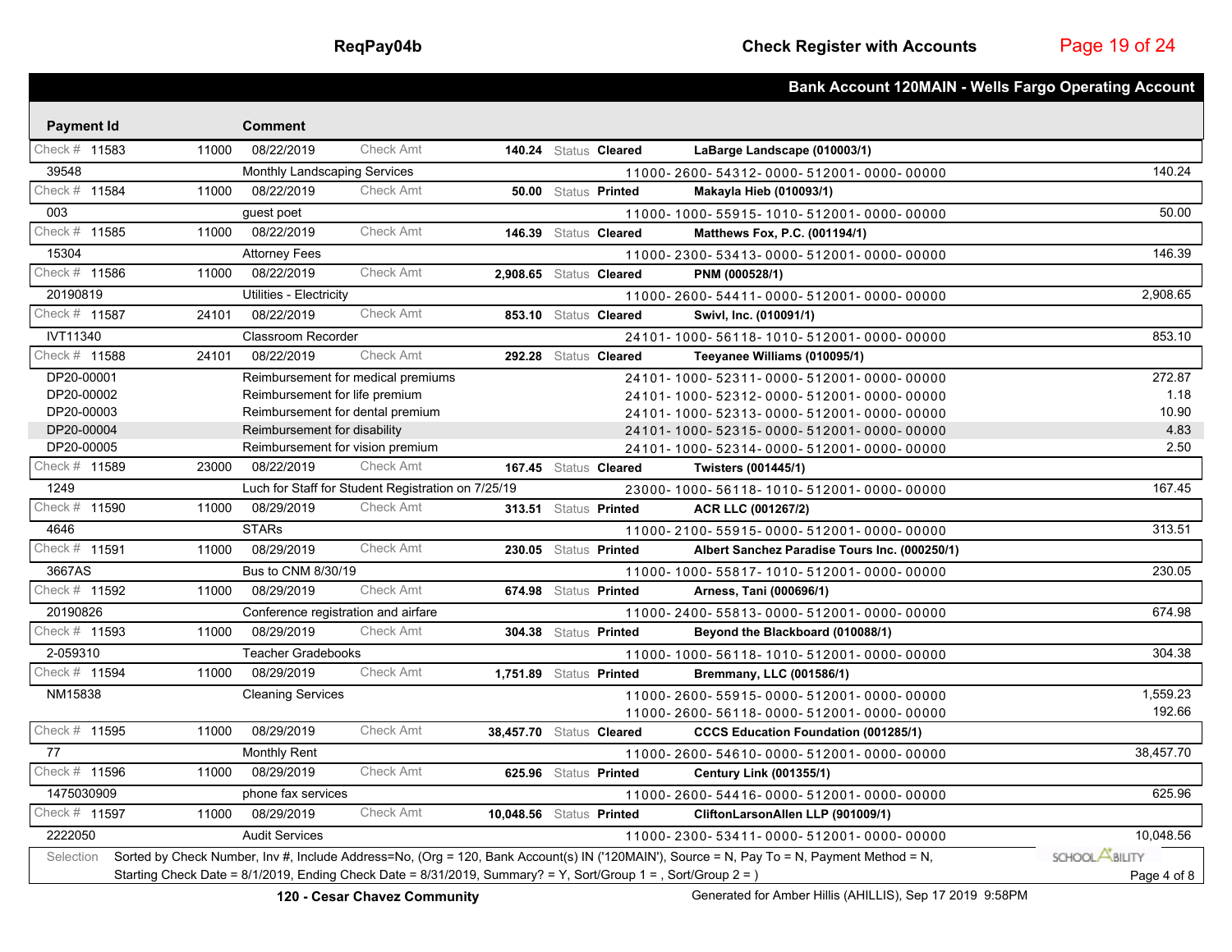## Check Register with Accounts

### Bank Account 120MAIN - Wells Fargo Operating Account

| Payment Id | | Comment | | | | | | |
|---|---|---|---|---|---|---|---|---|
| Check # 11583 | 11000 | 08/22/2019 | Check Amt | 140.24 | Status Cleared | LaBarge Landscape (010003/1) | | |
| 39548 | | Monthly Landscaping Services | | | | 11000- 2600- 54312- 0000- 512001- 0000- 00000 | | 140.24 |
| Check # 11584 | 11000 | 08/22/2019 | Check Amt | 50.00 | Status Printed | Makayla Hieb (010093/1) | | |
| 003 | | guest poet | | | | 11000- 1000- 55915- 1010- 512001- 0000- 00000 | | 50.00 |
| Check # 11585 | 11000 | 08/22/2019 | Check Amt | 146.39 | Status Cleared | Matthews Fox, P.C. (001194/1) | | |
| 15304 | | Attorney Fees | | | | 11000- 2300- 53413- 0000- 512001- 0000- 00000 | | 146.39 |
| Check # 11586 | 11000 | 08/22/2019 | Check Amt | 2,908.65 | Status Cleared | PNM (000528/1) | | |
| 20190819 | | Utilities - Electricity | | | | 11000- 2600- 54411- 0000- 512001- 0000- 00000 | | 2,908.65 |
| Check # 11587 | 24101 | 08/22/2019 | Check Amt | 853.10 | Status Cleared | Swivl, Inc. (010091/1) | | |
| IVT11340 | | Classroom Recorder | | | | 24101- 1000- 56118- 1010- 512001- 0000- 00000 | | 853.10 |
| Check # 11588 | 24101 | 08/22/2019 | Check Amt | 292.28 | Status Cleared | Teeyanee Williams (010095/1) | | |
| DP20-00001 | | Reimbursement for medical premiums | | | | 24101- 1000- 52311- 0000- 512001- 0000- 00000 | | 272.87 |
| DP20-00002 | | Reimbursement for life premium | | | | 24101- 1000- 52312- 0000- 512001- 0000- 00000 | | 1.18 |
| DP20-00003 | | Reimbursement for dental premium | | | | 24101- 1000- 52313- 0000- 512001- 0000- 00000 | | 10.90 |
| DP20-00004 | | Reimbursement for disability | | | | 24101- 1000- 52315- 0000- 512001- 0000- 00000 | | 4.83 |
| DP20-00005 | | Reimbursement for vision premium | | | | 24101- 1000- 52314- 0000- 512001- 0000- 00000 | | 2.50 |
| Check # 11589 | 23000 | 08/22/2019 | Check Amt | 167.45 | Status Cleared | Twisters (001445/1) | | |
| 1249 | | Luch for Staff for Student Registration on 7/25/19 | | | | 23000- 1000- 56118- 1010- 512001- 0000- 00000 | | 167.45 |
| Check # 11590 | 11000 | 08/29/2019 | Check Amt | 313.51 | Status Printed | ACR LLC (001267/2) | | |
| 4646 | | STARs | | | | 11000- 2100- 55915- 0000- 512001- 0000- 00000 | | 313.51 |
| Check # 11591 | 11000 | 08/29/2019 | Check Amt | 230.05 | Status Printed | Albert Sanchez Paradise Tours Inc. (000250/1) | | |
| 3667AS | | Bus to CNM 8/30/19 | | | | 11000- 1000- 55817- 1010- 512001- 0000- 00000 | | 230.05 |
| Check # 11592 | 11000 | 08/29/2019 | Check Amt | 674.98 | Status Printed | Arness, Tani (000696/1) | | |
| 20190826 | | Conference registration and airfare | | | | 11000- 2400- 55813- 0000- 512001- 0000- 00000 | | 674.98 |
| Check # 11593 | 11000 | 08/29/2019 | Check Amt | 304.38 | Status Printed | Beyond the Blackboard (010088/1) | | |
| 2-059310 | | Teacher Gradebooks | | | | 11000- 1000- 56118- 1010- 512001- 0000- 00000 | | 304.38 |
| Check # 11594 | 11000 | 08/29/2019 | Check Amt | 1,751.89 | Status Printed | Bremmany, LLC (001586/1) | | |
| NM15838 | | Cleaning Services | | | | 11000- 2600- 55915- 0000- 512001- 0000- 00000 | | 1,559.23 |
| | | | | | | 11000- 2600- 56118- 0000- 512001- 0000- 00000 | | 192.66 |
| Check # 11595 | 11000 | 08/29/2019 | Check Amt | 38,457.70 | Status Cleared | CCCS Education Foundation (001285/1) | | |
| 77 | | Monthly Rent | | | | 11000- 2600- 54610- 0000- 512001- 0000- 00000 | | 38,457.70 |
| Check # 11596 | 11000 | 08/29/2019 | Check Amt | 625.96 | Status Printed | Century Link (001355/1) | | |
| 1475030909 | | phone fax services | | | | 11000- 2600- 54416- 0000- 512001- 0000- 00000 | | 625.96 |
| Check # 11597 | 11000 | 08/29/2019 | Check Amt | 10,048.56 | Status Printed | CliftonLarsonAllen LLP (901009/1) | | |
| 2222050 | | Audit Services | | | | 11000- 2300- 53411- 0000- 512001- 0000- 00000 | | 10,048.56 |

Selection: Sorted by Check Number, Inv #, Include Address=No, (Org = 120, Bank Account(s) IN ('120MAIN'), Source = N, Pay To = N, Payment Method = N, Starting Check Date = 8/1/2019, Ending Check Date = 8/31/2019, Summary? = Y, Sort/Group 1 = , Sort/Group 2 = )

120 - Cesar Chavez Community

Generated for Amber Hillis (AHILLIS), Sep 17 2019 9:58PM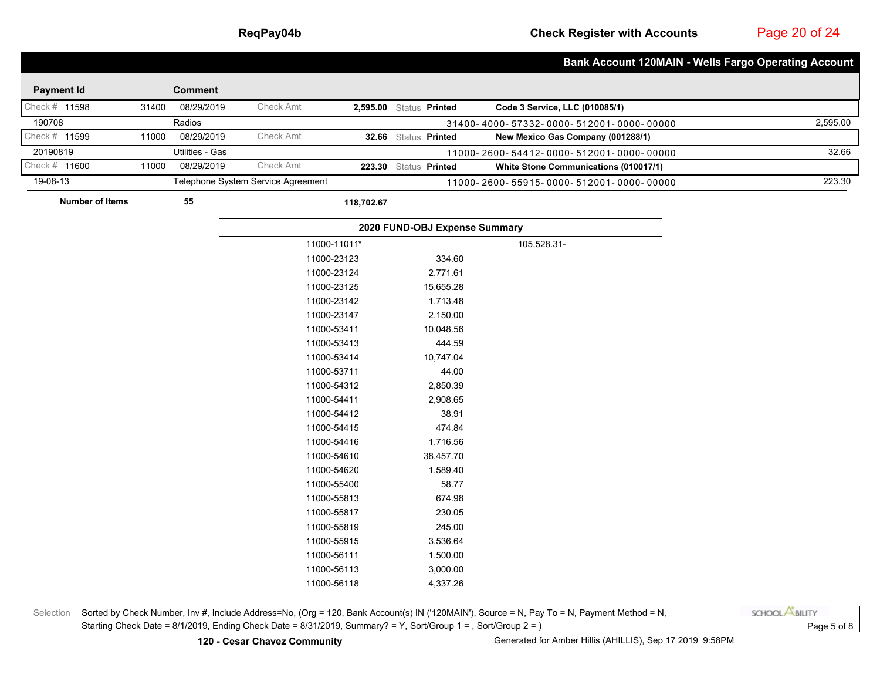## Bank Account 120MAIN - Wells Fargo Operating Account

| Payment Id | | Comment | | | | | |
|---|---|---|---|---|---|---|---|
| Check # 11598 | 31400 | 08/29/2019 | Check Amt | 2,595.00 | Status **Printed** | **Code 3 Service, LLC (010085/1)** | |
| 190708 | | Radios | | | | 31400-4000-57332-0000-512001-0000-00000 | 2,595.00 |
| Check # 11599 | 11000 | 08/29/2019 | Check Amt | 32.66 | Status **Printed** | **New Mexico Gas Company (001288/1)** | |
| 20190819 | | Utilities - Gas | | | | 11000-2600-54412-0000-512001-0000-00000 | 32.66 |
| Check # 11600 | 11000 | 08/29/2019 | Check Amt | 223.30 | Status **Printed** | **White Stone Communications (010017/1)** | |
| 19-08-13 | | Telephone System Service Agreement | | | | 11000-2600-55915-0000-512001-0000-00000 | 223.30 |

**Number of Items** **55** **118,702.67**

### 2020 FUND-OBJ Expense Summary

| Account | Amount | Credit |
|---|---|---|
| 11000-11011* | | 105,528.31- |
| 11000-23123 | 334.60 | |
| 11000-23124 | 2,771.61 | |
| 11000-23125 | 15,655.28 | |
| 11000-23142 | 1,713.48 | |
| 11000-23147 | 2,150.00 | |
| 11000-53411 | 10,048.56 | |
| 11000-53413 | 444.59 | |
| 11000-53414 | 10,747.04 | |
| 11000-53711 | 44.00 | |
| 11000-54312 | 2,850.39 | |
| 11000-54411 | 2,908.65 | |
| 11000-54412 | 38.91 | |
| 11000-54415 | 474.84 | |
| 11000-54416 | 1,716.56 | |
| 11000-54610 | 38,457.70 | |
| 11000-54620 | 1,589.40 | |
| 11000-55400 | 58.77 | |
| 11000-55813 | 674.98 | |
| 11000-55817 | 230.05 | |
| 11000-55819 | 245.00 | |
| 11000-55915 | 3,536.64 | |
| 11000-56111 | 1,500.00 | |
| 11000-56113 | 3,000.00 | |
| 11000-56118 | 4,337.26 | |

Selection Sorted by Check Number, Inv #, Include Address=No, (Org = 120, Bank Account(s) IN ('120MAIN'), Source = N, Pay To = N, Payment Method = N, Starting Check Date = 8/1/2019, Ending Check Date = 8/31/2019, Summary? = Y, Sort/Group 1 = , Sort/Group 2 = )

120 - Cesar Chavez Community

Generated for Amber Hillis (AHILLIS), Sep 17 2019 9:58PM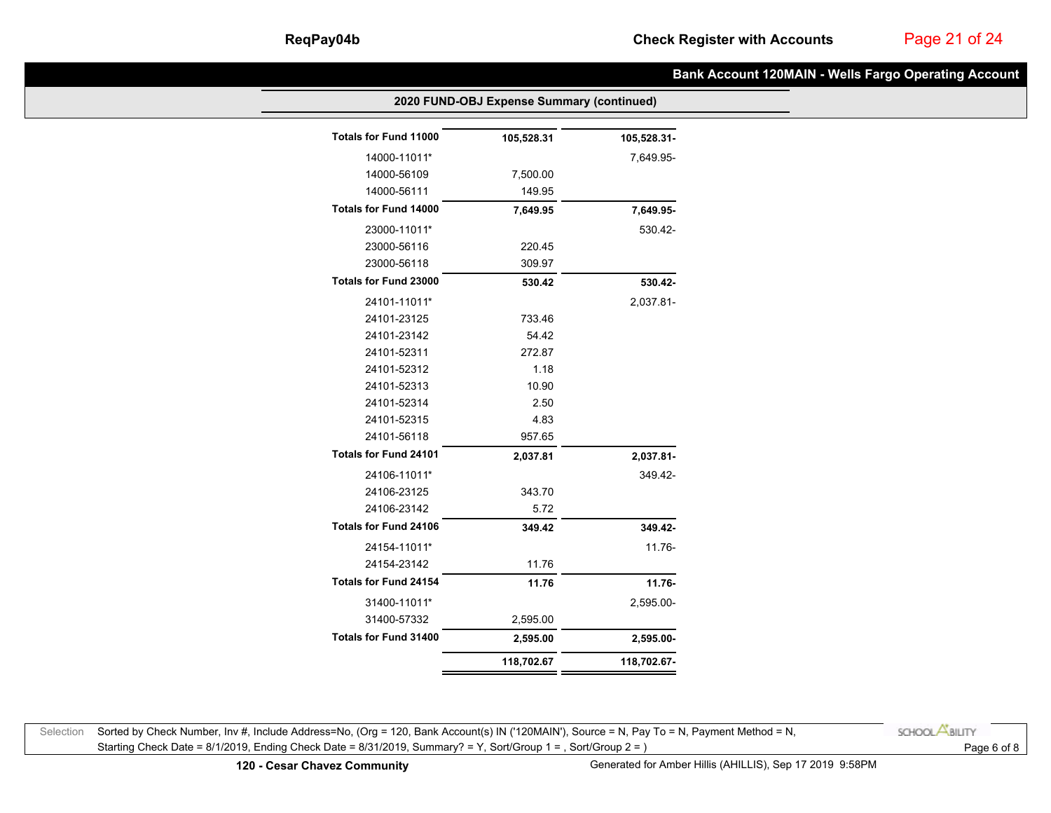## Bank Account 120MAIN - Wells Fargo Operating Account

### 2020 FUND-OBJ Expense Summary (continued)

| Account | Debit | Credit |
|---|---|---|
| **Totals for Fund 11000** | **105,528.31** | **105,528.31-** |
| 14000-11011* | | 7,649.95- |
| 14000-56109 | 7,500.00 | |
| 14000-56111 | 149.95 | |
| **Totals for Fund 14000** | **7,649.95** | **7,649.95-** |
| 23000-11011* | | 530.42- |
| 23000-56116 | 220.45 | |
| 23000-56118 | 309.97 | |
| **Totals for Fund 23000** | **530.42** | **530.42-** |
| 24101-11011* | | 2,037.81- |
| 24101-23125 | 733.46 | |
| 24101-23142 | 54.42 | |
| 24101-52311 | 272.87 | |
| 24101-52312 | 1.18 | |
| 24101-52313 | 10.90 | |
| 24101-52314 | 2.50 | |
| 24101-52315 | 4.83 | |
| 24101-56118 | 957.65 | |
| **Totals for Fund 24101** | **2,037.81** | **2,037.81-** |
| 24106-11011* | | 349.42- |
| 24106-23125 | 343.70 | |
| 24106-23142 | 5.72 | |
| **Totals for Fund 24106** | **349.42** | **349.42-** |
| 24154-11011* | | 11.76- |
| 24154-23142 | 11.76 | |
| **Totals for Fund 24154** | **11.76** | **11.76-** |
| 31400-11011* | | 2,595.00- |
| 31400-57332 | 2,595.00 | |
| **Totals for Fund 31400** | **2,595.00** | **2,595.00-** |
| | **118,702.67** | **118,702.67-** |

Selection: Sorted by Check Number, Inv #, Include Address=No, (Org = 120, Bank Account(s) IN ('120MAIN'), Source = N, Pay To = N, Payment Method = N, Starting Check Date = 8/1/2019, Ending Check Date = 8/31/2019, Summary? = Y, Sort/Group 1 = , Sort/Group 2 = )

**120 - Cesar Chavez Community**

Generated for Amber Hillis (AHILLIS), Sep 17 2019 9:58PM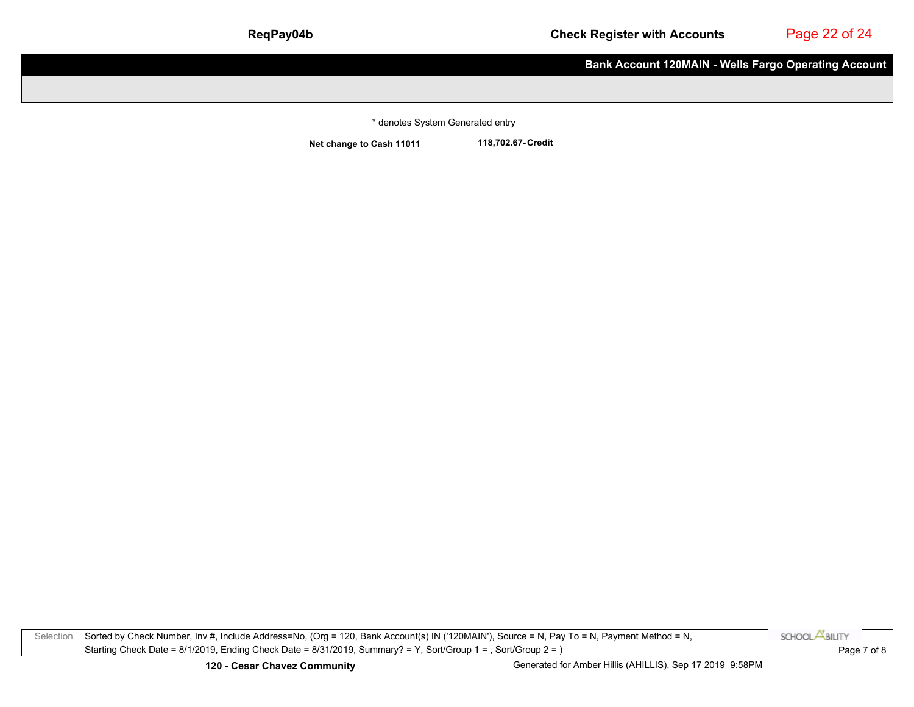**Bank Account 120MAIN - Wells Fargo Operating Account**

\* denotes System Generated entry

**Net change to Cash 11011** **118,702.67- Credit**

Selection Sorted by Check Number, Inv #, Include Address=No, (Org = 120, Bank Account(s) IN ('120MAIN'), Source = N, Pay To = N, Payment Method = N, Starting Check Date = 8/1/2019, Ending Check Date = 8/31/2019, Summary? = Y, Sort/Group 1 = , Sort/Group 2 = )

**120 - Cesar Chavez Community**

Generated for Amber Hillis (AHILLIS), Sep 17 2019 9:58PM